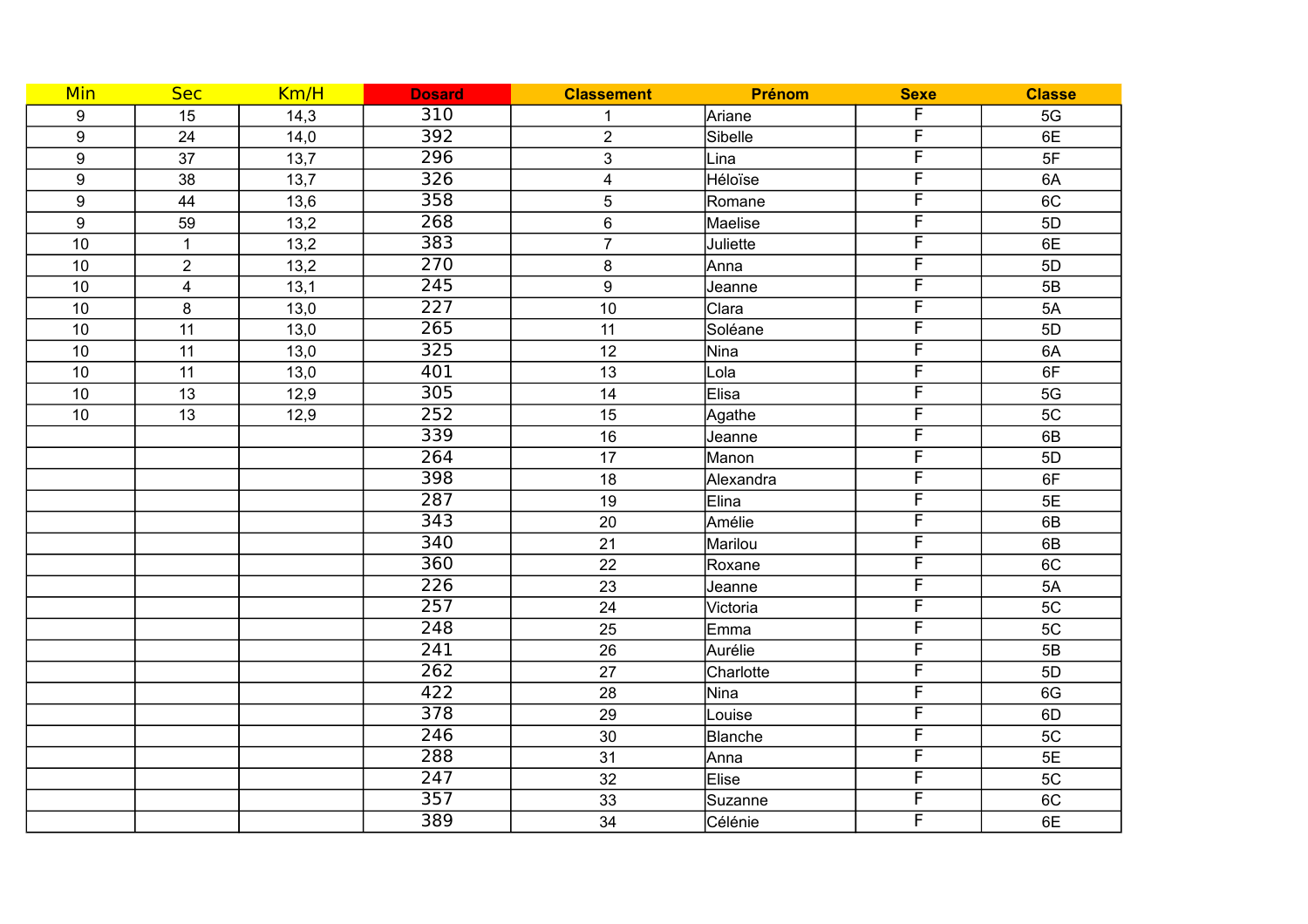| Min | Sec | Km/H | Dosard | Classement | Prénom | Sexe | Classe |
| --- | --- | --- | --- | --- | --- | --- | --- |
| 9 | 15 | 14,3 | 310 | 1 | Ariane | F | 5G |
| 9 | 24 | 14,0 | 392 | 2 | Sibelle | F | 6E |
| 9 | 37 | 13,7 | 296 | 3 | Lina | F | 5F |
| 9 | 38 | 13,7 | 326 | 4 | Héloïse | F | 6A |
| 9 | 44 | 13,6 | 358 | 5 | Romane | F | 6C |
| 9 | 59 | 13,2 | 268 | 6 | Maelise | F | 5D |
| 10 | 1 | 13,2 | 383 | 7 | Juliette | F | 6E |
| 10 | 2 | 13,2 | 270 | 8 | Anna | F | 5D |
| 10 | 4 | 13,1 | 245 | 9 | Jeanne | F | 5B |
| 10 | 8 | 13,0 | 227 | 10 | Clara | F | 5A |
| 10 | 11 | 13,0 | 265 | 11 | Soléane | F | 5D |
| 10 | 11 | 13,0 | 325 | 12 | Nina | F | 6A |
| 10 | 11 | 13,0 | 401 | 13 | Lola | F | 6F |
| 10 | 13 | 12,9 | 305 | 14 | Elisa | F | 5G |
| 10 | 13 | 12,9 | 252 | 15 | Agathe | F | 5C |
| | | | 339 | 16 | Jeanne | F | 6B |
| | | | 264 | 17 | Manon | F | 5D |
| | | | 398 | 18 | Alexandra | F | 6F |
| | | | 287 | 19 | Elina | F | 5E |
| | | | 343 | 20 | Amélie | F | 6B |
| | | | 340 | 21 | Marilou | F | 6B |
| | | | 360 | 22 | Roxane | F | 6C |
| | | | 226 | 23 | Jeanne | F | 5A |
| | | | 257 | 24 | Victoria | F | 5C |
| | | | 248 | 25 | Emma | F | 5C |
| | | | 241 | 26 | Aurélie | F | 5B |
| | | | 262 | 27 | Charlotte | F | 5D |
| | | | 422 | 28 | Nina | F | 6G |
| | | | 378 | 29 | Louise | F | 6D |
| | | | 246 | 30 | Blanche | F | 5C |
| | | | 288 | 31 | Anna | F | 5E |
| | | | 247 | 32 | Elise | F | 5C |
| | | | 357 | 33 | Suzanne | F | 6C |
| | | | 389 | 34 | Célénie | F | 6E |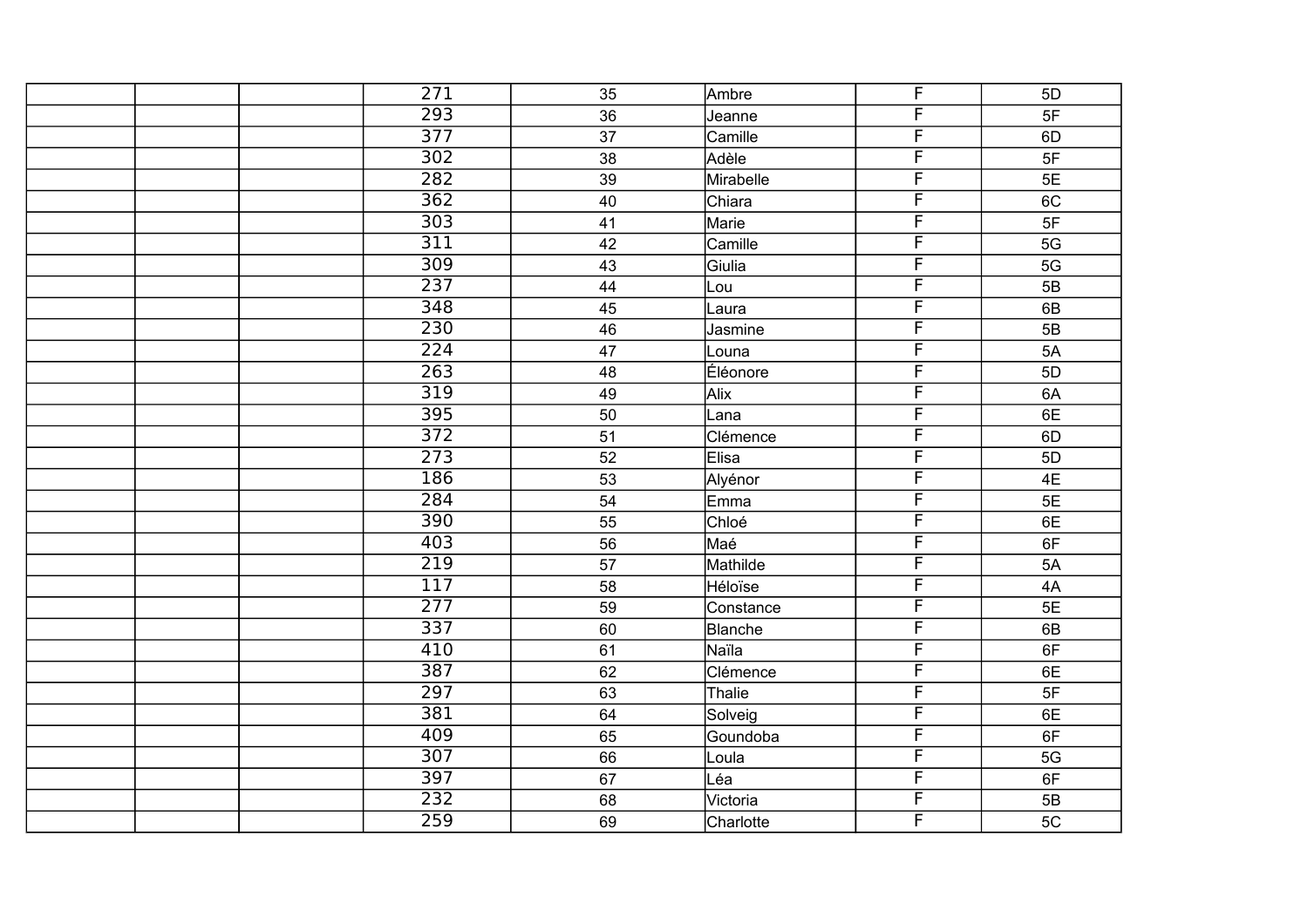| | | | | | | | |
|---|---|---|---|---|---|---|---|
| | | | 271 | 35 | Ambre | F | 5D |
| | | | 293 | 36 | Jeanne | F | 5F |
| | | | 377 | 37 | Camille | F | 6D |
| | | | 302 | 38 | Adèle | F | 5F |
| | | | 282 | 39 | Mirabelle | F | 5E |
| | | | 362 | 40 | Chiara | F | 6C |
| | | | 303 | 41 | Marie | F | 5F |
| | | | 311 | 42 | Camille | F | 5G |
| | | | 309 | 43 | Giulia | F | 5G |
| | | | 237 | 44 | Lou | F | 5B |
| | | | 348 | 45 | Laura | F | 6B |
| | | | 230 | 46 | Jasmine | F | 5B |
| | | | 224 | 47 | Louna | F | 5A |
| | | | 263 | 48 | Éléonore | F | 5D |
| | | | 319 | 49 | Alix | F | 6A |
| | | | 395 | 50 | Lana | F | 6E |
| | | | 372 | 51 | Clémence | F | 6D |
| | | | 273 | 52 | Elisa | F | 5D |
| | | | 186 | 53 | Alyénor | F | 4E |
| | | | 284 | 54 | Emma | F | 5E |
| | | | 390 | 55 | Chloé | F | 6E |
| | | | 403 | 56 | Maé | F | 6F |
| | | | 219 | 57 | Mathilde | F | 5A |
| | | | 117 | 58 | Héloïse | F | 4A |
| | | | 277 | 59 | Constance | F | 5E |
| | | | 337 | 60 | Blanche | F | 6B |
| | | | 410 | 61 | Naïla | F | 6F |
| | | | 387 | 62 | Clémence | F | 6E |
| | | | 297 | 63 | Thalie | F | 5F |
| | | | 381 | 64 | Solveig | F | 6E |
| | | | 409 | 65 | Goundoba | F | 6F |
| | | | 307 | 66 | Loula | F | 5G |
| | | | 397 | 67 | Léa | F | 6F |
| | | | 232 | 68 | Victoria | F | 5B |
| | | | 259 | 69 | Charlotte | F | 5C |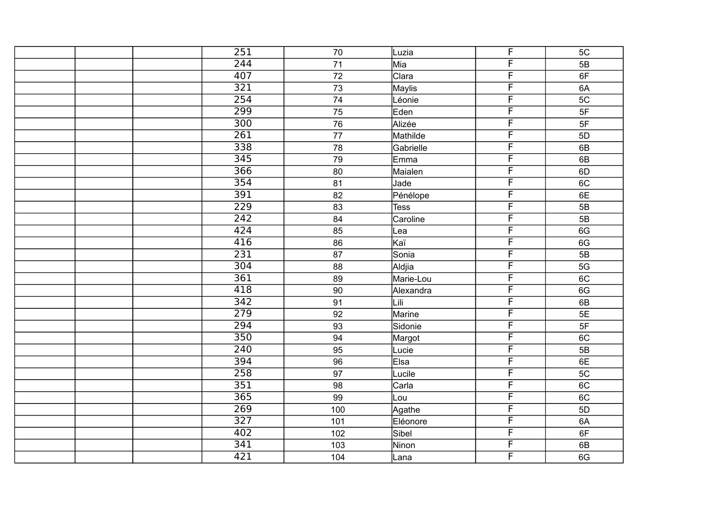| | | | | | | | |
|---|---|---|---|---|---|---|---|
| | | | 251 | 70 | Luzia | F | 5C |
| | | | 244 | 71 | Mia | F | 5B |
| | | | 407 | 72 | Clara | F | 6F |
| | | | 321 | 73 | Maylis | F | 6A |
| | | | 254 | 74 | Léonie | F | 5C |
| | | | 299 | 75 | Eden | F | 5F |
| | | | 300 | 76 | Alizée | F | 5F |
| | | | 261 | 77 | Mathilde | F | 5D |
| | | | 338 | 78 | Gabrielle | F | 6B |
| | | | 345 | 79 | Emma | F | 6B |
| | | | 366 | 80 | Maialen | F | 6D |
| | | | 354 | 81 | Jade | F | 6C |
| | | | 391 | 82 | Pénélope | F | 6E |
| | | | 229 | 83 | Tess | F | 5B |
| | | | 242 | 84 | Caroline | F | 5B |
| | | | 424 | 85 | Lea | F | 6G |
| | | | 416 | 86 | Kaï | F | 6G |
| | | | 231 | 87 | Sonia | F | 5B |
| | | | 304 | 88 | Aldjia | F | 5G |
| | | | 361 | 89 | Marie-Lou | F | 6C |
| | | | 418 | 90 | Alexandra | F | 6G |
| | | | 342 | 91 | Lili | F | 6B |
| | | | 279 | 92 | Marine | F | 5E |
| | | | 294 | 93 | Sidonie | F | 5F |
| | | | 350 | 94 | Margot | F | 6C |
| | | | 240 | 95 | Lucie | F | 5B |
| | | | 394 | 96 | Elsa | F | 6E |
| | | | 258 | 97 | Lucile | F | 5C |
| | | | 351 | 98 | Carla | F | 6C |
| | | | 365 | 99 | Lou | F | 6C |
| | | | 269 | 100 | Agathe | F | 5D |
| | | | 327 | 101 | Eléonore | F | 6A |
| | | | 402 | 102 | Sibel | F | 6F |
| | | | 341 | 103 | Ninon | F | 6B |
| | | | 421 | 104 | Lana | F | 6G |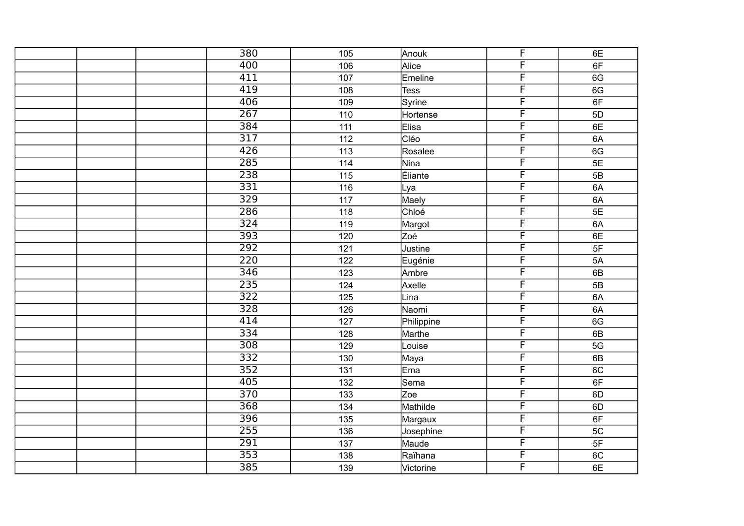| | | | | | | | |
|---|---|---|---|---|---|---|---|
| | | | 380 | 105 | Anouk | F | 6E |
| | | | 400 | 106 | Alice | F | 6F |
| | | | 411 | 107 | Emeline | F | 6G |
| | | | 419 | 108 | Tess | F | 6G |
| | | | 406 | 109 | Syrine | F | 6F |
| | | | 267 | 110 | Hortense | F | 5D |
| | | | 384 | 111 | Elisa | F | 6E |
| | | | 317 | 112 | Cléo | F | 6A |
| | | | 426 | 113 | Rosalee | F | 6G |
| | | | 285 | 114 | Nina | F | 5E |
| | | | 238 | 115 | Éliante | F | 5B |
| | | | 331 | 116 | Lya | F | 6A |
| | | | 329 | 117 | Maely | F | 6A |
| | | | 286 | 118 | Chloé | F | 5E |
| | | | 324 | 119 | Margot | F | 6A |
| | | | 393 | 120 | Zoé | F | 6E |
| | | | 292 | 121 | Justine | F | 5F |
| | | | 220 | 122 | Eugénie | F | 5A |
| | | | 346 | 123 | Ambre | F | 6B |
| | | | 235 | 124 | Axelle | F | 5B |
| | | | 322 | 125 | Lina | F | 6A |
| | | | 328 | 126 | Naomi | F | 6A |
| | | | 414 | 127 | Philippine | F | 6G |
| | | | 334 | 128 | Marthe | F | 6B |
| | | | 308 | 129 | Louise | F | 5G |
| | | | 332 | 130 | Maya | F | 6B |
| | | | 352 | 131 | Ema | F | 6C |
| | | | 405 | 132 | Sema | F | 6F |
| | | | 370 | 133 | Zoe | F | 6D |
| | | | 368 | 134 | Mathilde | F | 6D |
| | | | 396 | 135 | Margaux | F | 6F |
| | | | 255 | 136 | Josephine | F | 5C |
| | | | 291 | 137 | Maude | F | 5F |
| | | | 353 | 138 | Raïhana | F | 6C |
| | | | 385 | 139 | Victorine | F | 6E |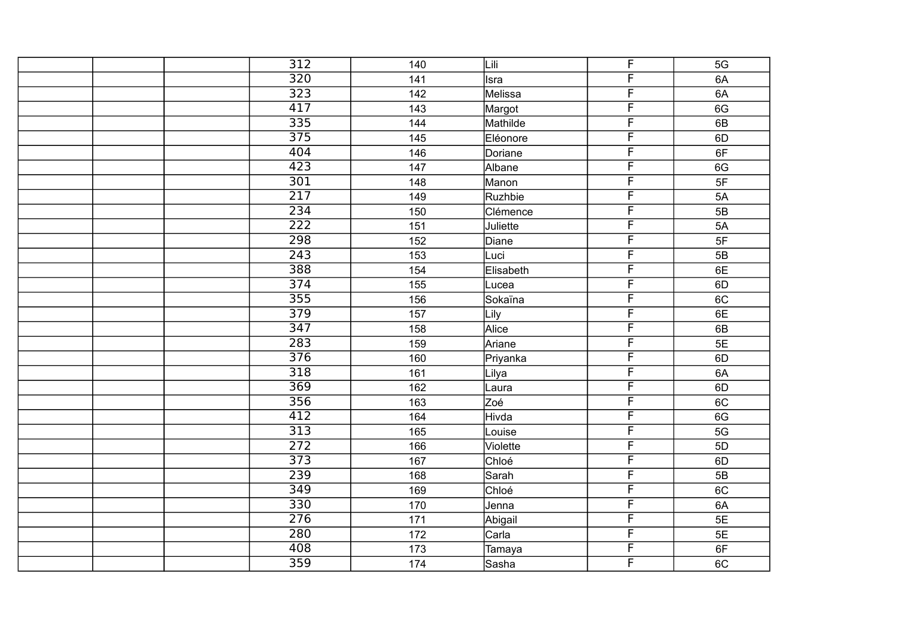| | | | | | | | |
|---|---|---|---|---|---|---|---|
| | | | 312 | 140 | Lili | F | 5G |
| | | | 320 | 141 | Isra | F | 6A |
| | | | 323 | 142 | Melissa | F | 6A |
| | | | 417 | 143 | Margot | F | 6G |
| | | | 335 | 144 | Mathilde | F | 6B |
| | | | 375 | 145 | Eléonore | F | 6D |
| | | | 404 | 146 | Doriane | F | 6F |
| | | | 423 | 147 | Albane | F | 6G |
| | | | 301 | 148 | Manon | F | 5F |
| | | | 217 | 149 | Ruzhbie | F | 5A |
| | | | 234 | 150 | Clémence | F | 5B |
| | | | 222 | 151 | Juliette | F | 5A |
| | | | 298 | 152 | Diane | F | 5F |
| | | | 243 | 153 | Luci | F | 5B |
| | | | 388 | 154 | Elisabeth | F | 6E |
| | | | 374 | 155 | Lucea | F | 6D |
| | | | 355 | 156 | Sokaïna | F | 6C |
| | | | 379 | 157 | Lily | F | 6E |
| | | | 347 | 158 | Alice | F | 6B |
| | | | 283 | 159 | Ariane | F | 5E |
| | | | 376 | 160 | Priyanka | F | 6D |
| | | | 318 | 161 | Lilya | F | 6A |
| | | | 369 | 162 | Laura | F | 6D |
| | | | 356 | 163 | Zoé | F | 6C |
| | | | 412 | 164 | Hivda | F | 6G |
| | | | 313 | 165 | Louise | F | 5G |
| | | | 272 | 166 | Violette | F | 5D |
| | | | 373 | 167 | Chloé | F | 6D |
| | | | 239 | 168 | Sarah | F | 5B |
| | | | 349 | 169 | Chloé | F | 6C |
| | | | 330 | 170 | Jenna | F | 6A |
| | | | 276 | 171 | Abigail | F | 5E |
| | | | 280 | 172 | Carla | F | 5E |
| | | | 408 | 173 | Tamaya | F | 6F |
| | | | 359 | 174 | Sasha | F | 6C |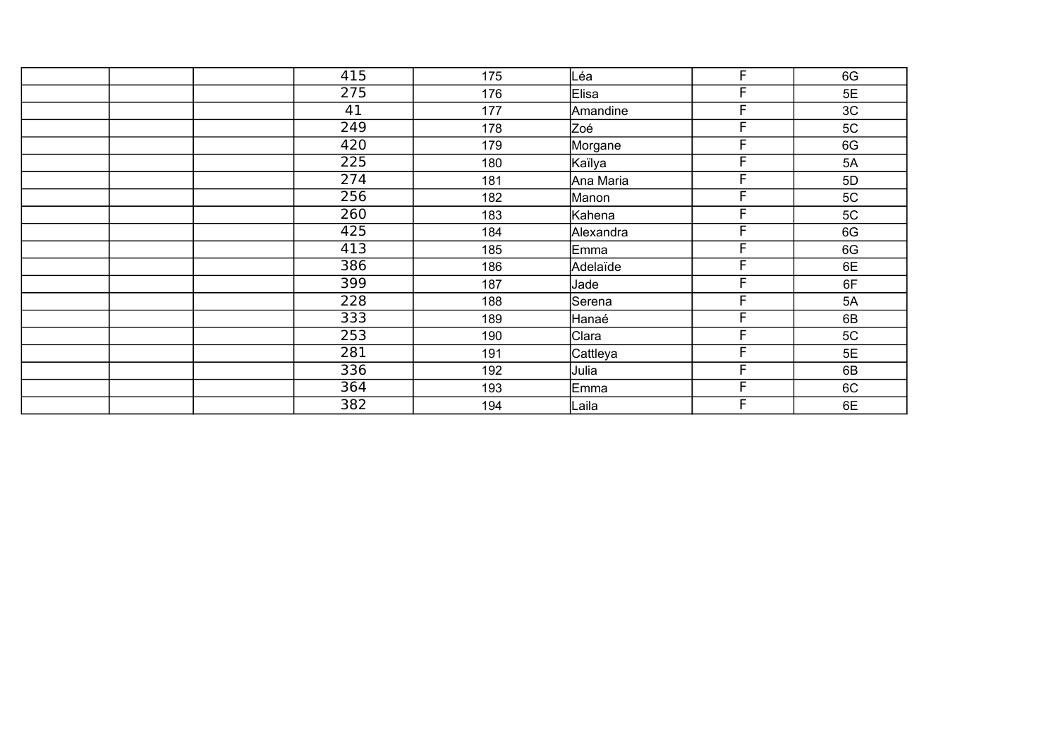| | | | | | | | |
|---|---|---|---|---|---|---|---|
| | | | 415 | 175 | Léa | F | 6G |
| | | | 275 | 176 | Elisa | F | 5E |
| | | | 41 | 177 | Amandine | F | 3C |
| | | | 249 | 178 | Zoé | F | 5C |
| | | | 420 | 179 | Morgane | F | 6G |
| | | | 225 | 180 | Kaïlya | F | 5A |
| | | | 274 | 181 | Ana Maria | F | 5D |
| | | | 256 | 182 | Manon | F | 5C |
| | | | 260 | 183 | Kahena | F | 5C |
| | | | 425 | 184 | Alexandra | F | 6G |
| | | | 413 | 185 | Emma | F | 6G |
| | | | 386 | 186 | Adelaïde | F | 6E |
| | | | 399 | 187 | Jade | F | 6F |
| | | | 228 | 188 | Serena | F | 5A |
| | | | 333 | 189 | Hanaé | F | 6B |
| | | | 253 | 190 | Clara | F | 5C |
| | | | 281 | 191 | Cattleya | F | 5E |
| | | | 336 | 192 | Julia | F | 6B |
| | | | 364 | 193 | Emma | F | 6C |
| | | | 382 | 194 | Laila | F | 6E |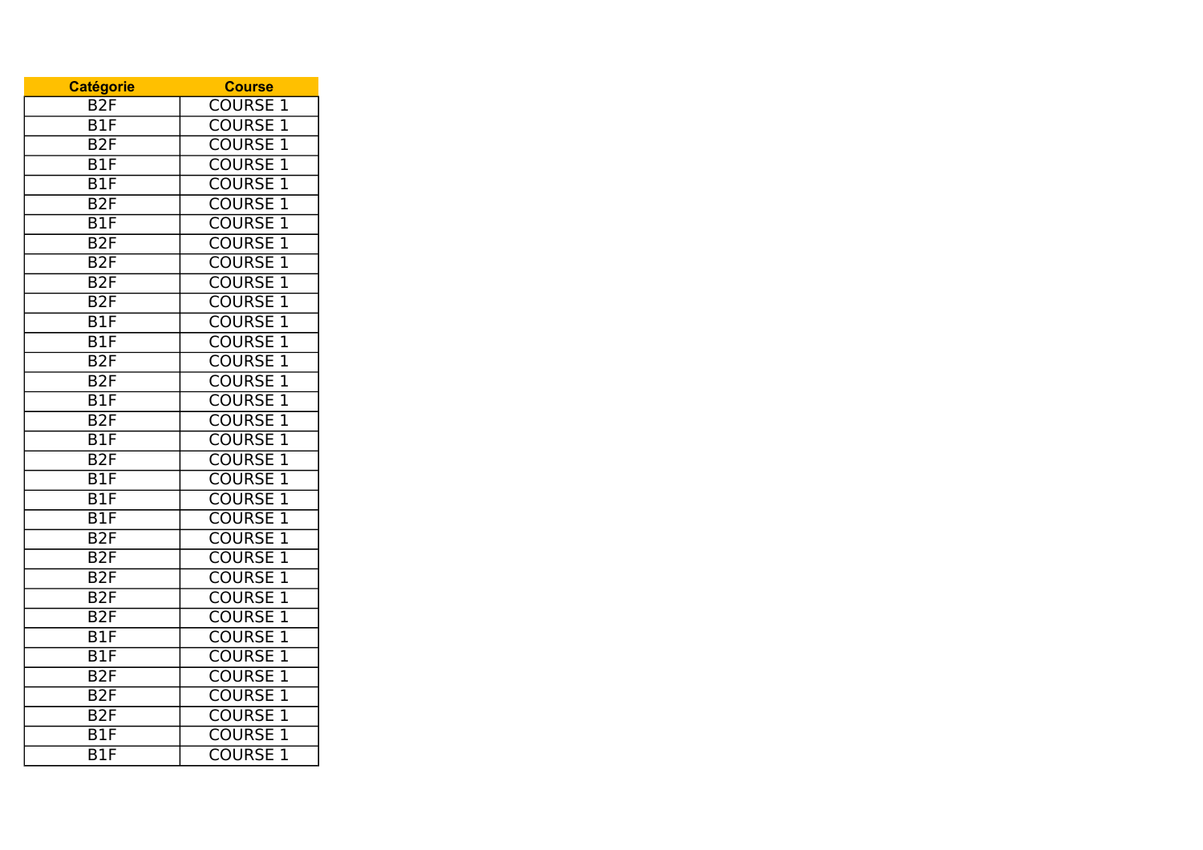| Catégorie | Course |
| --- | --- |
| B2F | COURSE 1 |
| B1F | COURSE 1 |
| B2F | COURSE 1 |
| B1F | COURSE 1 |
| B1F | COURSE 1 |
| B2F | COURSE 1 |
| B1F | COURSE 1 |
| B2F | COURSE 1 |
| B2F | COURSE 1 |
| B2F | COURSE 1 |
| B2F | COURSE 1 |
| B1F | COURSE 1 |
| B1F | COURSE 1 |
| B2F | COURSE 1 |
| B2F | COURSE 1 |
| B1F | COURSE 1 |
| B2F | COURSE 1 |
| B1F | COURSE 1 |
| B2F | COURSE 1 |
| B1F | COURSE 1 |
| B1F | COURSE 1 |
| B1F | COURSE 1 |
| B2F | COURSE 1 |
| B2F | COURSE 1 |
| B2F | COURSE 1 |
| B2F | COURSE 1 |
| B2F | COURSE 1 |
| B1F | COURSE 1 |
| B1F | COURSE 1 |
| B2F | COURSE 1 |
| B2F | COURSE 1 |
| B2F | COURSE 1 |
| B1F | COURSE 1 |
| B1F | COURSE 1 |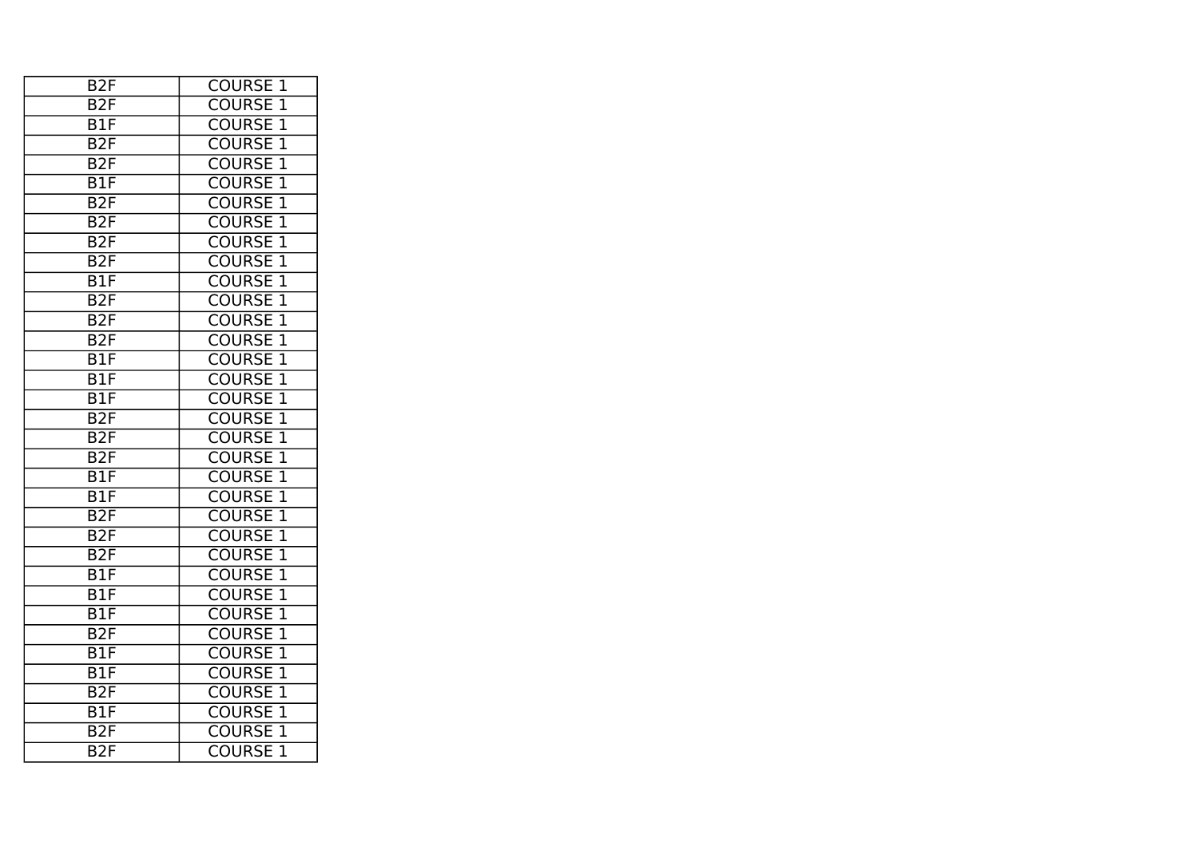| B2F | COURSE 1 |
| --- | --- |
| B2F | COURSE 1 |
| B1F | COURSE 1 |
| B2F | COURSE 1 |
| B2F | COURSE 1 |
| B1F | COURSE 1 |
| B2F | COURSE 1 |
| B2F | COURSE 1 |
| B2F | COURSE 1 |
| B2F | COURSE 1 |
| B1F | COURSE 1 |
| B2F | COURSE 1 |
| B2F | COURSE 1 |
| B2F | COURSE 1 |
| B1F | COURSE 1 |
| B1F | COURSE 1 |
| B1F | COURSE 1 |
| B2F | COURSE 1 |
| B2F | COURSE 1 |
| B2F | COURSE 1 |
| B1F | COURSE 1 |
| B1F | COURSE 1 |
| B2F | COURSE 1 |
| B2F | COURSE 1 |
| B2F | COURSE 1 |
| B1F | COURSE 1 |
| B1F | COURSE 1 |
| B1F | COURSE 1 |
| B2F | COURSE 1 |
| B1F | COURSE 1 |
| B1F | COURSE 1 |
| B2F | COURSE 1 |
| B1F | COURSE 1 |
| B2F | COURSE 1 |
| B2F | COURSE 1 |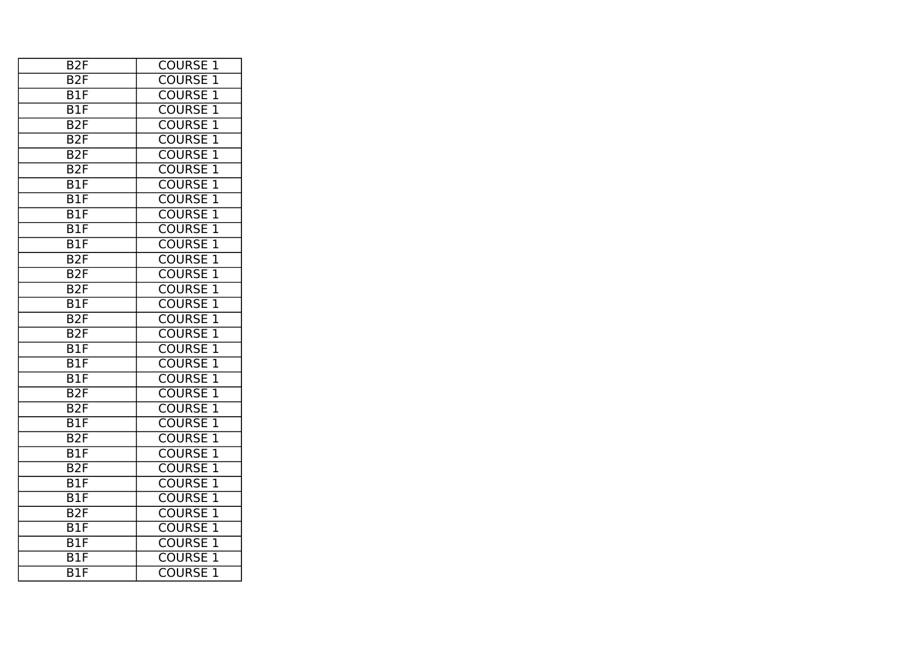| B2F | COURSE 1 |
| --- | --- |
| B2F | COURSE 1 |
| B1F | COURSE 1 |
| B1F | COURSE 1 |
| B2F | COURSE 1 |
| B2F | COURSE 1 |
| B2F | COURSE 1 |
| B2F | COURSE 1 |
| B1F | COURSE 1 |
| B1F | COURSE 1 |
| B1F | COURSE 1 |
| B1F | COURSE 1 |
| B1F | COURSE 1 |
| B2F | COURSE 1 |
| B2F | COURSE 1 |
| B2F | COURSE 1 |
| B1F | COURSE 1 |
| B2F | COURSE 1 |
| B2F | COURSE 1 |
| B1F | COURSE 1 |
| B1F | COURSE 1 |
| B1F | COURSE 1 |
| B2F | COURSE 1 |
| B2F | COURSE 1 |
| B1F | COURSE 1 |
| B2F | COURSE 1 |
| B1F | COURSE 1 |
| B2F | COURSE 1 |
| B1F | COURSE 1 |
| B1F | COURSE 1 |
| B2F | COURSE 1 |
| B1F | COURSE 1 |
| B1F | COURSE 1 |
| B1F | COURSE 1 |
| B1F | COURSE 1 |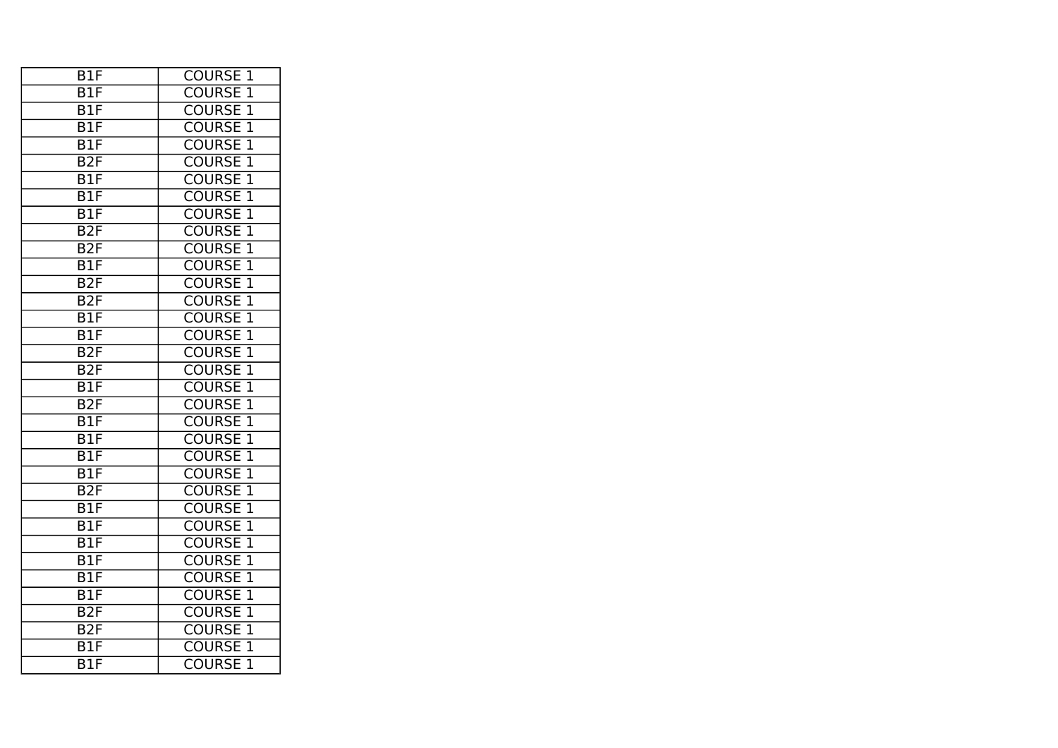| B1F | COURSE 1 |
|---|---|
| B1F | COURSE 1 |
| B1F | COURSE 1 |
| B1F | COURSE 1 |
| B1F | COURSE 1 |
| B2F | COURSE 1 |
| B1F | COURSE 1 |
| B1F | COURSE 1 |
| B1F | COURSE 1 |
| B2F | COURSE 1 |
| B2F | COURSE 1 |
| B1F | COURSE 1 |
| B2F | COURSE 1 |
| B2F | COURSE 1 |
| B1F | COURSE 1 |
| B1F | COURSE 1 |
| B2F | COURSE 1 |
| B2F | COURSE 1 |
| B1F | COURSE 1 |
| B2F | COURSE 1 |
| B1F | COURSE 1 |
| B1F | COURSE 1 |
| B1F | COURSE 1 |
| B1F | COURSE 1 |
| B2F | COURSE 1 |
| B1F | COURSE 1 |
| B1F | COURSE 1 |
| B1F | COURSE 1 |
| B1F | COURSE 1 |
| B1F | COURSE 1 |
| B1F | COURSE 1 |
| B2F | COURSE 1 |
| B2F | COURSE 1 |
| B1F | COURSE 1 |
| B1F | COURSE 1 |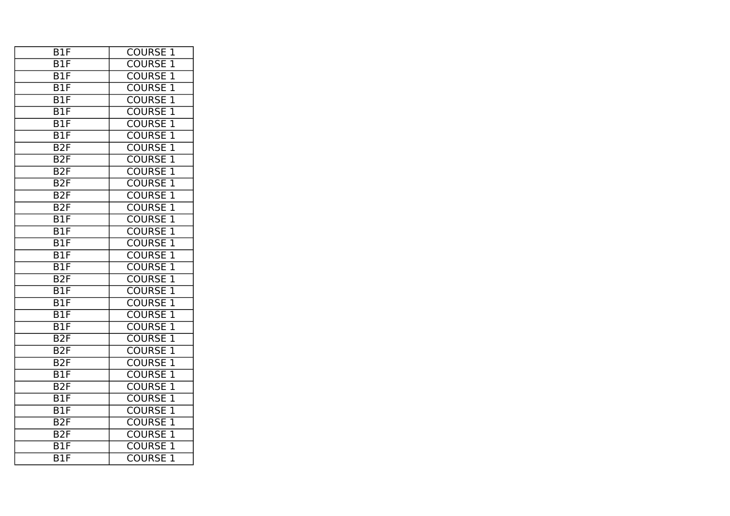| B1F | COURSE 1 |
| --- | --- |
| B1F | COURSE 1 |
| B1F | COURSE 1 |
| B1F | COURSE 1 |
| B1F | COURSE 1 |
| B1F | COURSE 1 |
| B1F | COURSE 1 |
| B1F | COURSE 1 |
| B2F | COURSE 1 |
| B2F | COURSE 1 |
| B2F | COURSE 1 |
| B2F | COURSE 1 |
| B2F | COURSE 1 |
| B2F | COURSE 1 |
| B1F | COURSE 1 |
| B1F | COURSE 1 |
| B1F | COURSE 1 |
| B1F | COURSE 1 |
| B1F | COURSE 1 |
| B2F | COURSE 1 |
| B1F | COURSE 1 |
| B1F | COURSE 1 |
| B1F | COURSE 1 |
| B1F | COURSE 1 |
| B2F | COURSE 1 |
| B2F | COURSE 1 |
| B2F | COURSE 1 |
| B1F | COURSE 1 |
| B2F | COURSE 1 |
| B1F | COURSE 1 |
| B1F | COURSE 1 |
| B2F | COURSE 1 |
| B2F | COURSE 1 |
| B1F | COURSE 1 |
| B1F | COURSE 1 |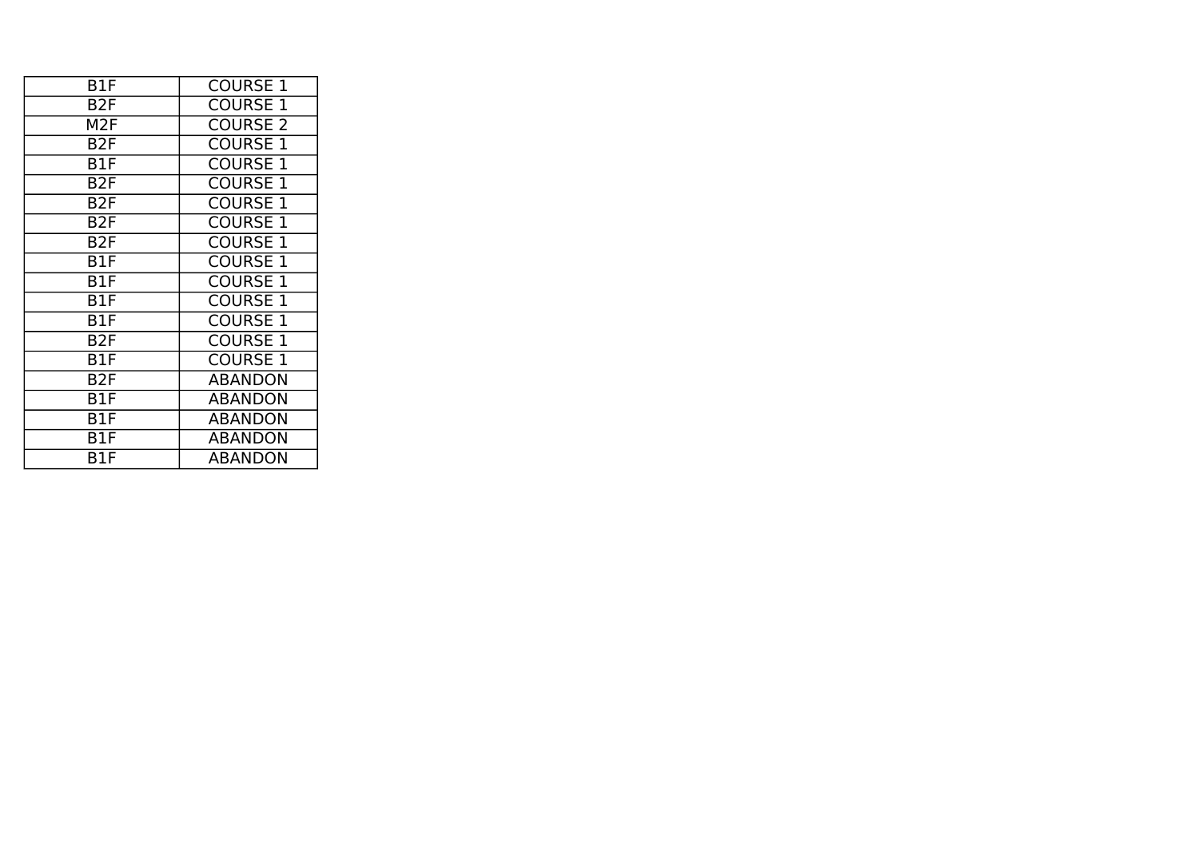| B1F | COURSE 1 |
|---|---|
| B2F | COURSE 1 |
| M2F | COURSE 2 |
| B2F | COURSE 1 |
| B1F | COURSE 1 |
| B2F | COURSE 1 |
| B2F | COURSE 1 |
| B2F | COURSE 1 |
| B2F | COURSE 1 |
| B1F | COURSE 1 |
| B1F | COURSE 1 |
| B1F | COURSE 1 |
| B1F | COURSE 1 |
| B2F | COURSE 1 |
| B1F | COURSE 1 |
| B2F | ABANDON |
| B1F | ABANDON |
| B1F | ABANDON |
| B1F | ABANDON |
| B1F | ABANDON |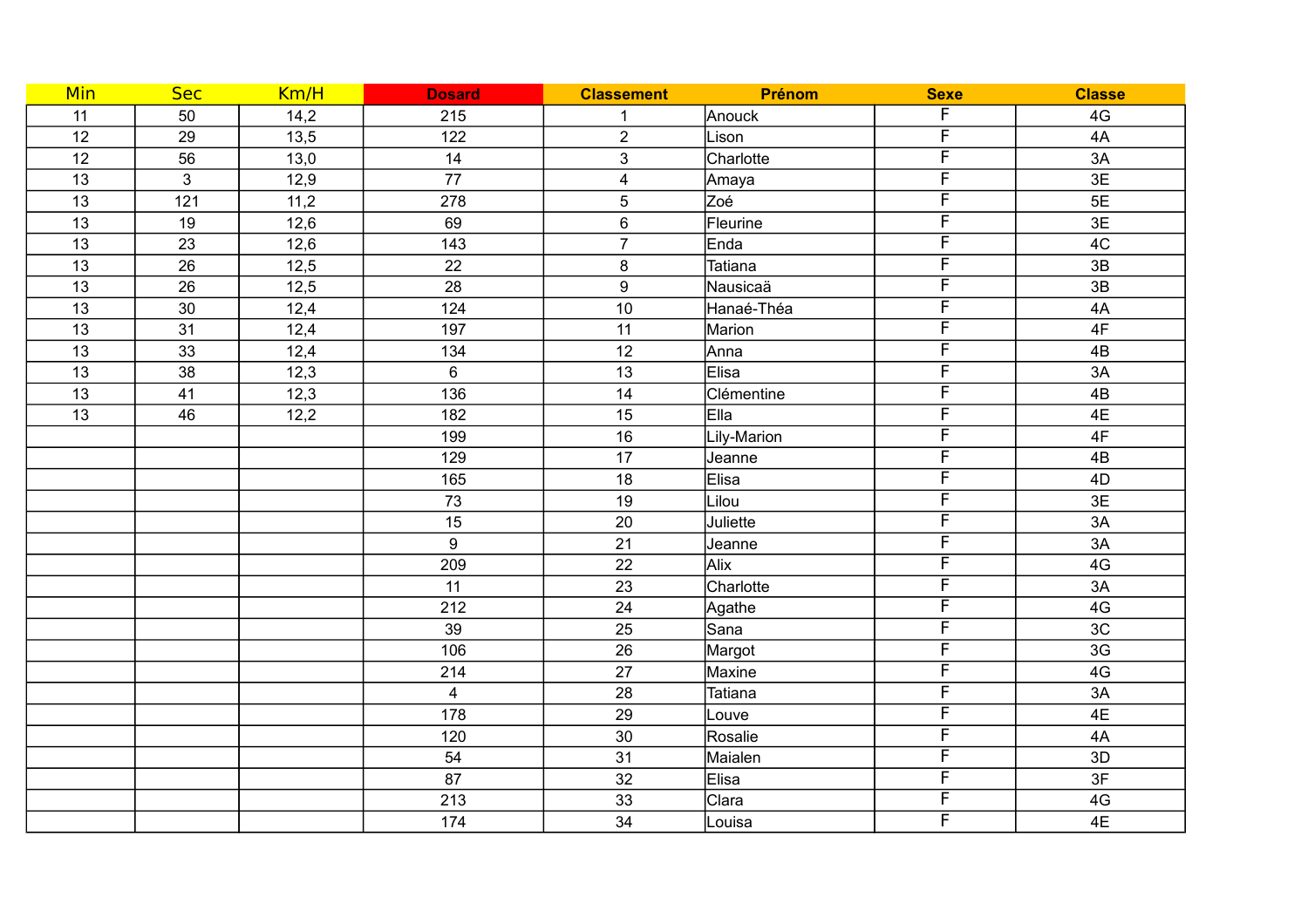| Min | Sec | Km/H | Dosard | Classement | Prénom | Sexe | Classe |
|---|---|---|---|---|---|---|---|
| 11 | 50 | 14,2 | 215 | 1 | Anouck | F | 4G |
| 12 | 29 | 13,5 | 122 | 2 | Lison | F | 4A |
| 12 | 56 | 13,0 | 14 | 3 | Charlotte | F | 3A |
| 13 | 3 | 12,9 | 77 | 4 | Amaya | F | 3E |
| 13 | 121 | 11,2 | 278 | 5 | Zoé | F | 5E |
| 13 | 19 | 12,6 | 69 | 6 | Fleurine | F | 3E |
| 13 | 23 | 12,6 | 143 | 7 | Enda | F | 4C |
| 13 | 26 | 12,5 | 22 | 8 | Tatiana | F | 3B |
| 13 | 26 | 12,5 | 28 | 9 | Nausicaä | F | 3B |
| 13 | 30 | 12,4 | 124 | 10 | Hanaé-Théa | F | 4A |
| 13 | 31 | 12,4 | 197 | 11 | Marion | F | 4F |
| 13 | 33 | 12,4 | 134 | 12 | Anna | F | 4B |
| 13 | 38 | 12,3 | 6 | 13 | Elisa | F | 3A |
| 13 | 41 | 12,3 | 136 | 14 | Clémentine | F | 4B |
| 13 | 46 | 12,2 | 182 | 15 | Ella | F | 4E |
| | | | 199 | 16 | Lily-Marion | F | 4F |
| | | | 129 | 17 | Jeanne | F | 4B |
| | | | 165 | 18 | Elisa | F | 4D |
| | | | 73 | 19 | Lilou | F | 3E |
| | | | 15 | 20 | Juliette | F | 3A |
| | | | 9 | 21 | Jeanne | F | 3A |
| | | | 209 | 22 | Alix | F | 4G |
| | | | 11 | 23 | Charlotte | F | 3A |
| | | | 212 | 24 | Agathe | F | 4G |
| | | | 39 | 25 | Sana | F | 3C |
| | | | 106 | 26 | Margot | F | 3G |
| | | | 214 | 27 | Maxine | F | 4G |
| | | | 4 | 28 | Tatiana | F | 3A |
| | | | 178 | 29 | Louve | F | 4E |
| | | | 120 | 30 | Rosalie | F | 4A |
| | | | 54 | 31 | Maialen | F | 3D |
| | | | 87 | 32 | Elisa | F | 3F |
| | | | 213 | 33 | Clara | F | 4G |
| | | | 174 | 34 | Louisa | F | 4E |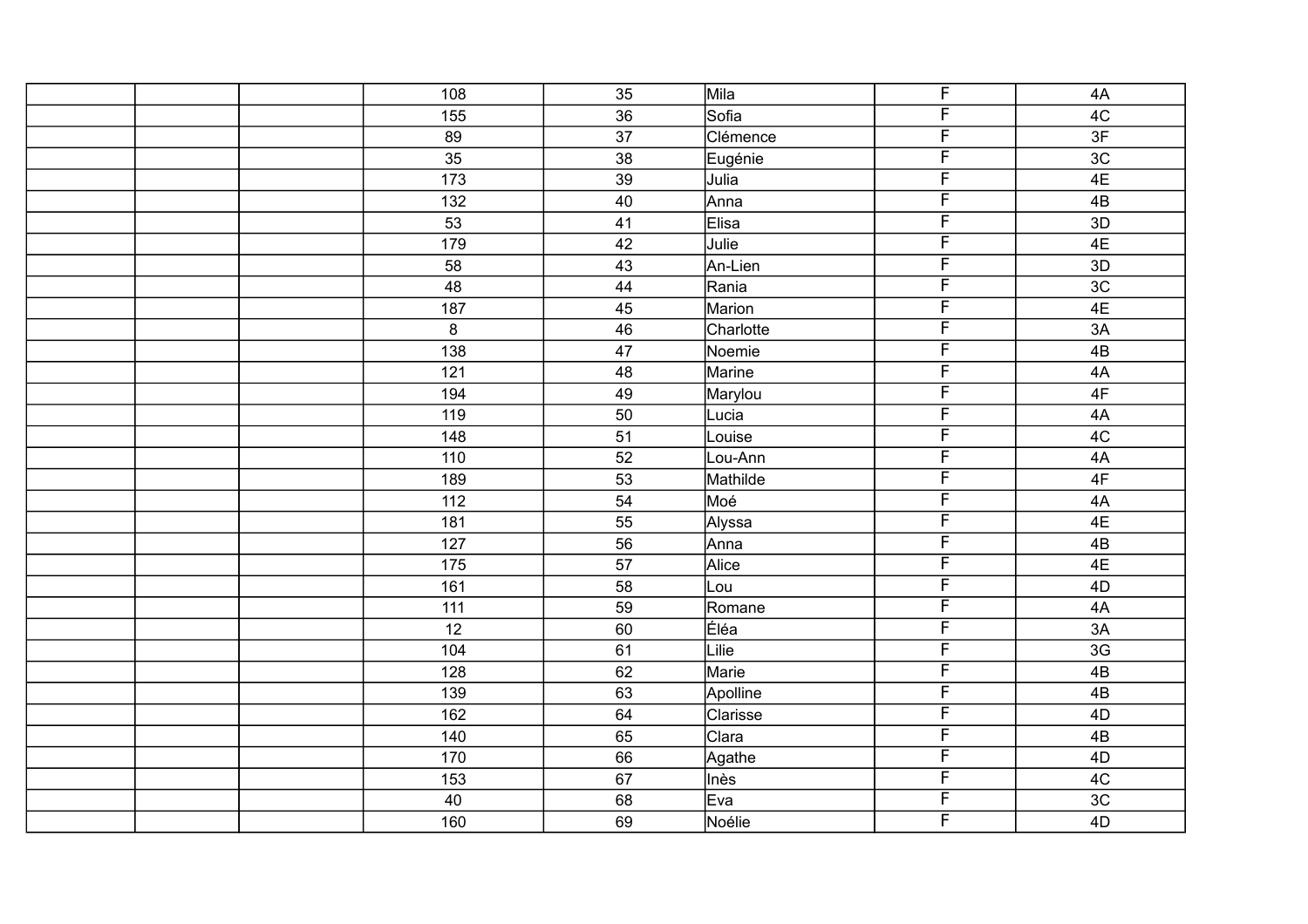| | | | | | | | |
|---|---|---|---|---|---|---|---|
| | | | 108 | 35 | Mila | F | 4A |
| | | | 155 | 36 | Sofia | F | 4C |
| | | | 89 | 37 | Clémence | F | 3F |
| | | | 35 | 38 | Eugénie | F | 3C |
| | | | 173 | 39 | Julia | F | 4E |
| | | | 132 | 40 | Anna | F | 4B |
| | | | 53 | 41 | Elisa | F | 3D |
| | | | 179 | 42 | Julie | F | 4E |
| | | | 58 | 43 | An-Lien | F | 3D |
| | | | 48 | 44 | Rania | F | 3C |
| | | | 187 | 45 | Marion | F | 4E |
| | | | 8 | 46 | Charlotte | F | 3A |
| | | | 138 | 47 | Noemie | F | 4B |
| | | | 121 | 48 | Marine | F | 4A |
| | | | 194 | 49 | Marylou | F | 4F |
| | | | 119 | 50 | Lucia | F | 4A |
| | | | 148 | 51 | Louise | F | 4C |
| | | | 110 | 52 | Lou-Ann | F | 4A |
| | | | 189 | 53 | Mathilde | F | 4F |
| | | | 112 | 54 | Moé | F | 4A |
| | | | 181 | 55 | Alyssa | F | 4E |
| | | | 127 | 56 | Anna | F | 4B |
| | | | 175 | 57 | Alice | F | 4E |
| | | | 161 | 58 | Lou | F | 4D |
| | | | 111 | 59 | Romane | F | 4A |
| | | | 12 | 60 | Éléa | F | 3A |
| | | | 104 | 61 | Lilie | F | 3G |
| | | | 128 | 62 | Marie | F | 4B |
| | | | 139 | 63 | Apolline | F | 4B |
| | | | 162 | 64 | Clarisse | F | 4D |
| | | | 140 | 65 | Clara | F | 4B |
| | | | 170 | 66 | Agathe | F | 4D |
| | | | 153 | 67 | Inès | F | 4C |
| | | | 40 | 68 | Eva | F | 3C |
| | | | 160 | 69 | Noélie | F | 4D |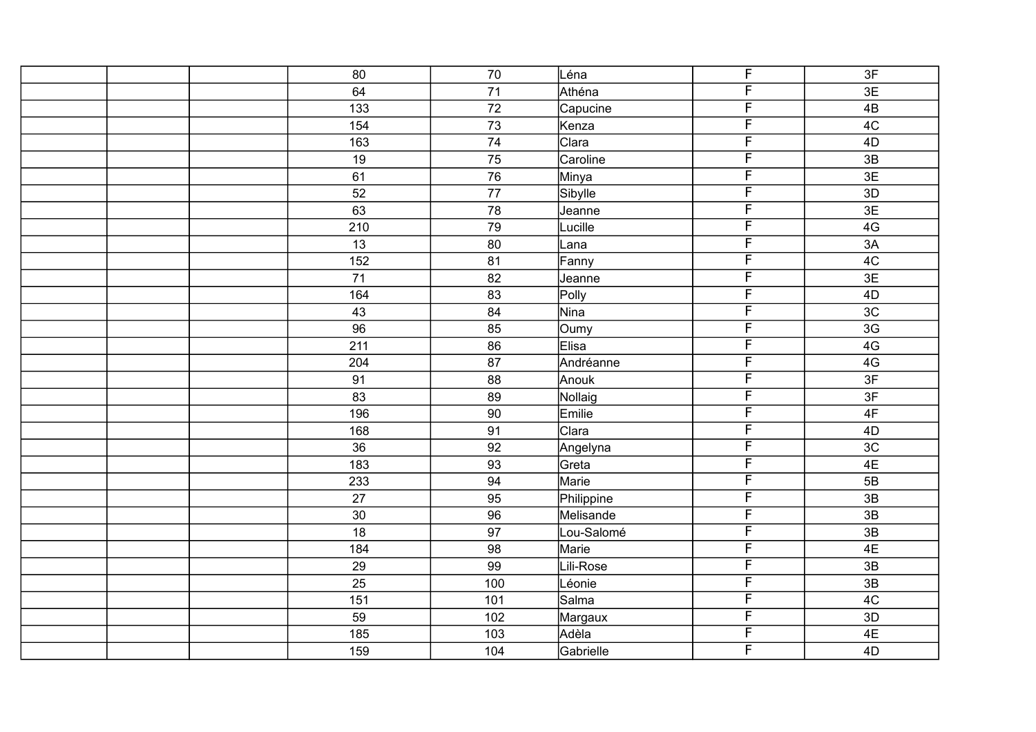| | | | | | | | |
|---|---|---|---|---|---|---|---|
| | | | 80 | 70 | Léna | F | 3F |
| | | | 64 | 71 | Athéna | F | 3E |
| | | | 133 | 72 | Capucine | F | 4B |
| | | | 154 | 73 | Kenza | F | 4C |
| | | | 163 | 74 | Clara | F | 4D |
| | | | 19 | 75 | Caroline | F | 3B |
| | | | 61 | 76 | Minya | F | 3E |
| | | | 52 | 77 | Sibylle | F | 3D |
| | | | 63 | 78 | Jeanne | F | 3E |
| | | | 210 | 79 | Lucille | F | 4G |
| | | | 13 | 80 | Lana | F | 3A |
| | | | 152 | 81 | Fanny | F | 4C |
| | | | 71 | 82 | Jeanne | F | 3E |
| | | | 164 | 83 | Polly | F | 4D |
| | | | 43 | 84 | Nina | F | 3C |
| | | | 96 | 85 | Oumy | F | 3G |
| | | | 211 | 86 | Elisa | F | 4G |
| | | | 204 | 87 | Andréanne | F | 4G |
| | | | 91 | 88 | Anouk | F | 3F |
| | | | 83 | 89 | Nollaig | F | 3F |
| | | | 196 | 90 | Emilie | F | 4F |
| | | | 168 | 91 | Clara | F | 4D |
| | | | 36 | 92 | Angelyna | F | 3C |
| | | | 183 | 93 | Greta | F | 4E |
| | | | 233 | 94 | Marie | F | 5B |
| | | | 27 | 95 | Philippine | F | 3B |
| | | | 30 | 96 | Melisande | F | 3B |
| | | | 18 | 97 | Lou-Salomé | F | 3B |
| | | | 184 | 98 | Marie | F | 4E |
| | | | 29 | 99 | Lili-Rose | F | 3B |
| | | | 25 | 100 | Léonie | F | 3B |
| | | | 151 | 101 | Salma | F | 4C |
| | | | 59 | 102 | Margaux | F | 3D |
| | | | 185 | 103 | Adèla | F | 4E |
| | | | 159 | 104 | Gabrielle | F | 4D |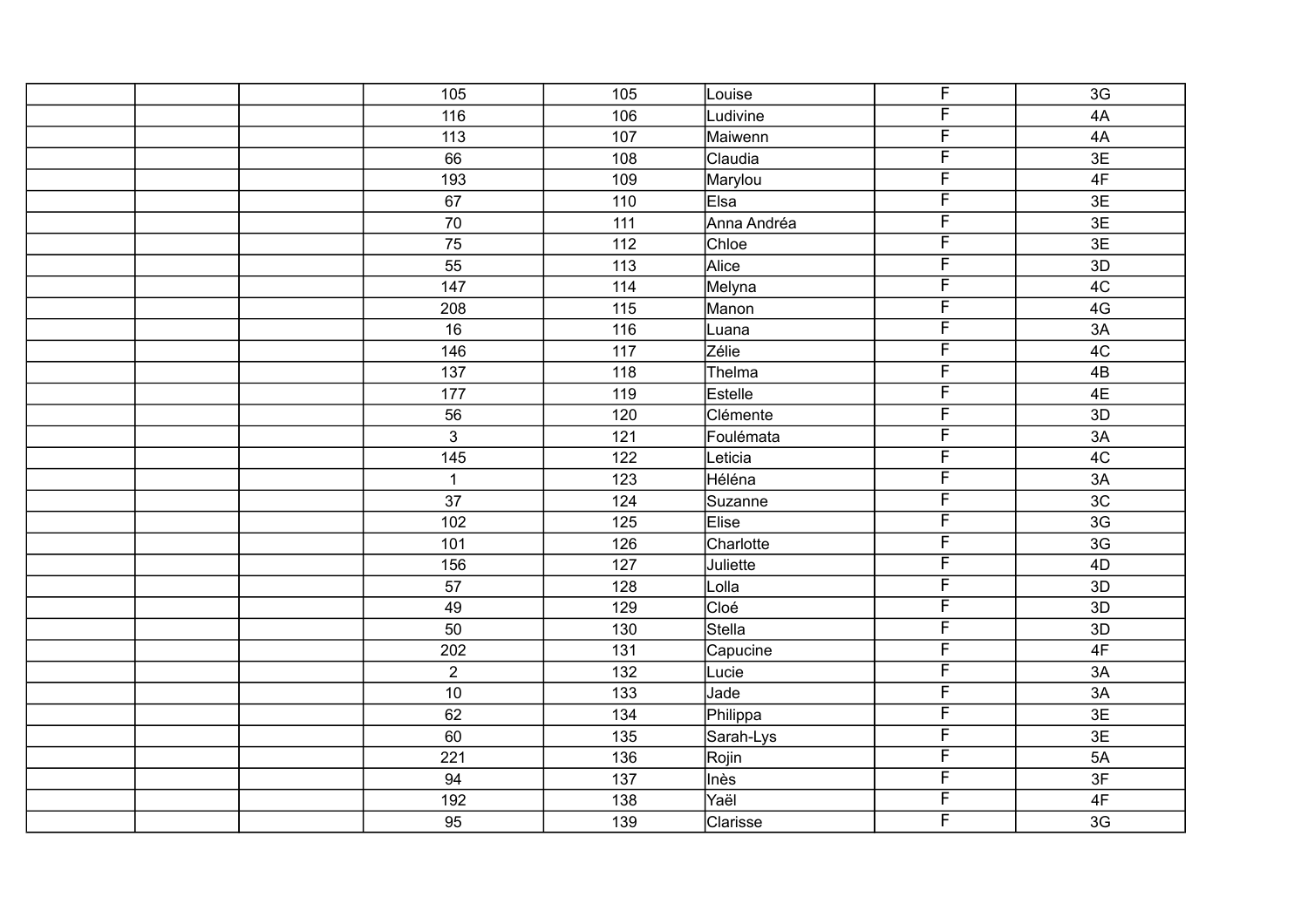| | | | | | | | |
|---|---|---|---|---|---|---|---|
| | | | 105 | 105 | Louise | F | 3G |
| | | | 116 | 106 | Ludivine | F | 4A |
| | | | 113 | 107 | Maiwenn | F | 4A |
| | | | 66 | 108 | Claudia | F | 3E |
| | | | 193 | 109 | Marylou | F | 4F |
| | | | 67 | 110 | Elsa | F | 3E |
| | | | 70 | 111 | Anna Andréa | F | 3E |
| | | | 75 | 112 | Chloe | F | 3E |
| | | | 55 | 113 | Alice | F | 3D |
| | | | 147 | 114 | Melyna | F | 4C |
| | | | 208 | 115 | Manon | F | 4G |
| | | | 16 | 116 | Luana | F | 3A |
| | | | 146 | 117 | Zélie | F | 4C |
| | | | 137 | 118 | Thelma | F | 4B |
| | | | 177 | 119 | Estelle | F | 4E |
| | | | 56 | 120 | Clémente | F | 3D |
| | | | 3 | 121 | Foulémata | F | 3A |
| | | | 145 | 122 | Leticia | F | 4C |
| | | | 1 | 123 | Héléna | F | 3A |
| | | | 37 | 124 | Suzanne | F | 3C |
| | | | 102 | 125 | Elise | F | 3G |
| | | | 101 | 126 | Charlotte | F | 3G |
| | | | 156 | 127 | Juliette | F | 4D |
| | | | 57 | 128 | Lolla | F | 3D |
| | | | 49 | 129 | Cloé | F | 3D |
| | | | 50 | 130 | Stella | F | 3D |
| | | | 202 | 131 | Capucine | F | 4F |
| | | | 2 | 132 | Lucie | F | 3A |
| | | | 10 | 133 | Jade | F | 3A |
| | | | 62 | 134 | Philippa | F | 3E |
| | | | 60 | 135 | Sarah-Lys | F | 3E |
| | | | 221 | 136 | Rojin | F | 5A |
| | | | 94 | 137 | Inès | F | 3F |
| | | | 192 | 138 | Yaël | F | 4F |
| | | | 95 | 139 | Clarisse | F | 3G |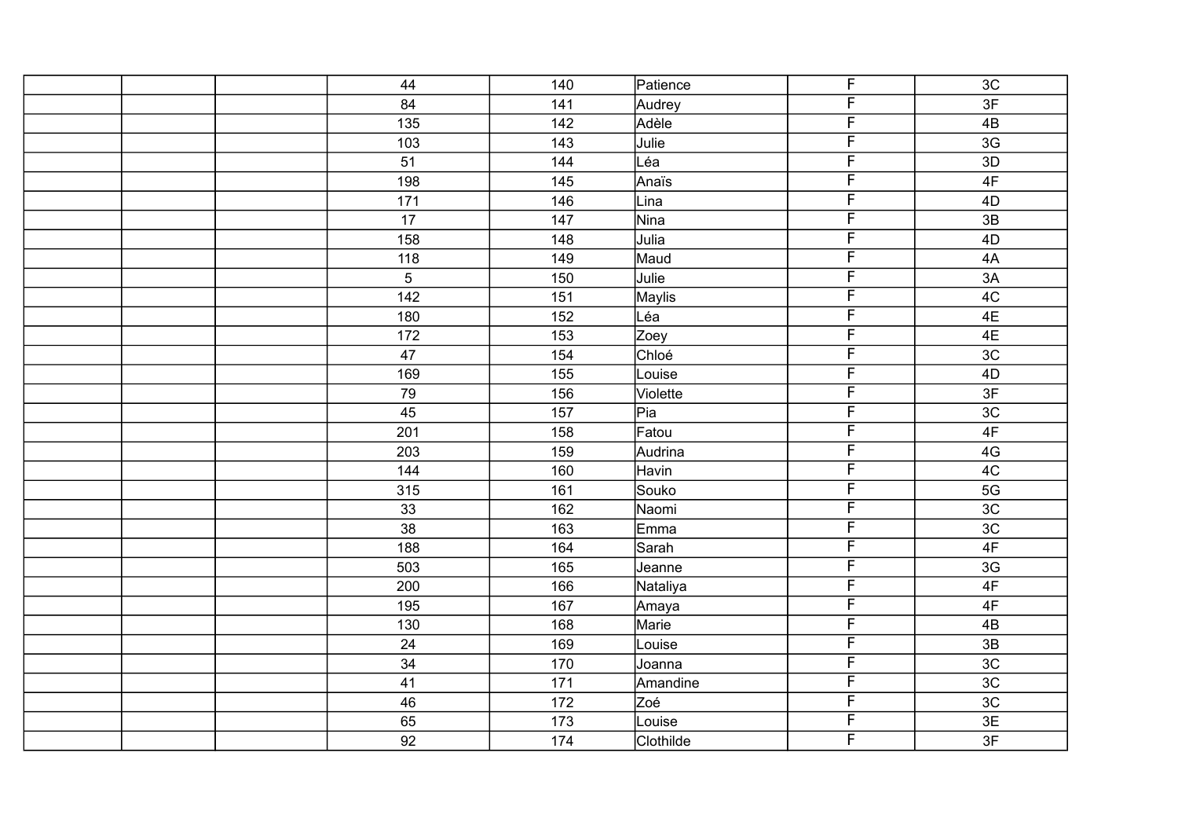| | | | | | | | |
|---|---|---|---|---|---|---|---|
| | | | 44 | 140 | Patience | F | 3C |
| | | | 84 | 141 | Audrey | F | 3F |
| | | | 135 | 142 | Adèle | F | 4B |
| | | | 103 | 143 | Julie | F | 3G |
| | | | 51 | 144 | Léa | F | 3D |
| | | | 198 | 145 | Anaïs | F | 4F |
| | | | 171 | 146 | Lina | F | 4D |
| | | | 17 | 147 | Nina | F | 3B |
| | | | 158 | 148 | Julia | F | 4D |
| | | | 118 | 149 | Maud | F | 4A |
| | | | 5 | 150 | Julie | F | 3A |
| | | | 142 | 151 | Maylis | F | 4C |
| | | | 180 | 152 | Léa | F | 4E |
| | | | 172 | 153 | Zoey | F | 4E |
| | | | 47 | 154 | Chloé | F | 3C |
| | | | 169 | 155 | Louise | F | 4D |
| | | | 79 | 156 | Violette | F | 3F |
| | | | 45 | 157 | Pia | F | 3C |
| | | | 201 | 158 | Fatou | F | 4F |
| | | | 203 | 159 | Audrina | F | 4G |
| | | | 144 | 160 | Havin | F | 4C |
| | | | 315 | 161 | Souko | F | 5G |
| | | | 33 | 162 | Naomi | F | 3C |
| | | | 38 | 163 | Emma | F | 3C |
| | | | 188 | 164 | Sarah | F | 4F |
| | | | 503 | 165 | Jeanne | F | 3G |
| | | | 200 | 166 | Nataliya | F | 4F |
| | | | 195 | 167 | Amaya | F | 4F |
| | | | 130 | 168 | Marie | F | 4B |
| | | | 24 | 169 | Louise | F | 3B |
| | | | 34 | 170 | Joanna | F | 3C |
| | | | 41 | 171 | Amandine | F | 3C |
| | | | 46 | 172 | Zoé | F | 3C |
| | | | 65 | 173 | Louise | F | 3E |
| | | | 92 | 174 | Clothilde | F | 3F |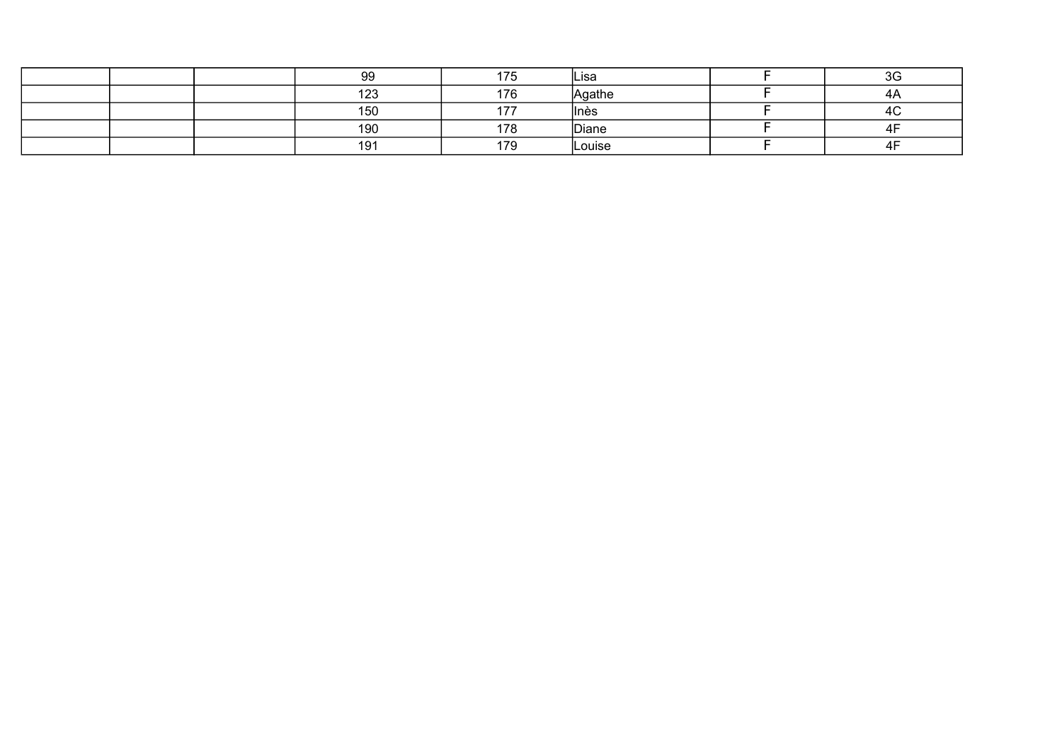| | | | | | | | |
|---|---|---|---|---|---|---|---|
| | | | 99 | 175 | Lisa | F | 3G |
| | | | 123 | 176 | Agathe | F | 4A |
| | | | 150 | 177 | Inès | F | 4C |
| | | | 190 | 178 | Diane | F | 4F |
| | | | 191 | 179 | Louise | F | 4F |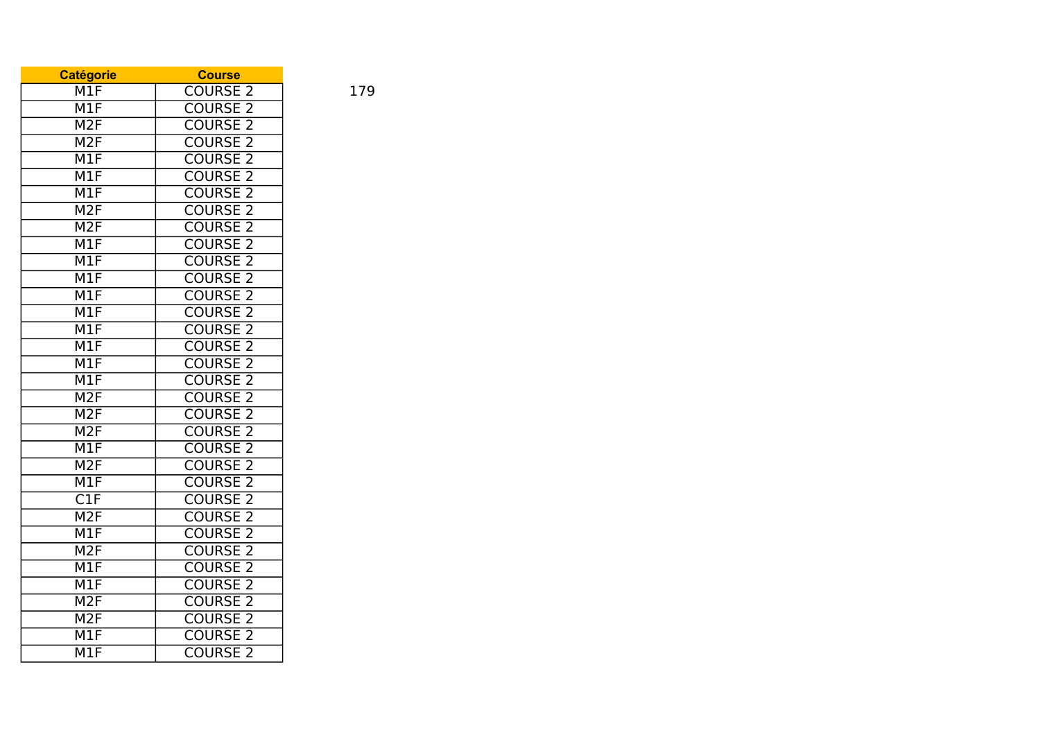| Catégorie | Course |
|---|---|
| M1F | COURSE 2 |
| M1F | COURSE 2 |
| M2F | COURSE 2 |
| M2F | COURSE 2 |
| M1F | COURSE 2 |
| M1F | COURSE 2 |
| M1F | COURSE 2 |
| M2F | COURSE 2 |
| M2F | COURSE 2 |
| M1F | COURSE 2 |
| M1F | COURSE 2 |
| M1F | COURSE 2 |
| M1F | COURSE 2 |
| M1F | COURSE 2 |
| M1F | COURSE 2 |
| M1F | COURSE 2 |
| M1F | COURSE 2 |
| M1F | COURSE 2 |
| M2F | COURSE 2 |
| M2F | COURSE 2 |
| M2F | COURSE 2 |
| M1F | COURSE 2 |
| M2F | COURSE 2 |
| M1F | COURSE 2 |
| C1F | COURSE 2 |
| M2F | COURSE 2 |
| M1F | COURSE 2 |
| M2F | COURSE 2 |
| M1F | COURSE 2 |
| M1F | COURSE 2 |
| M2F | COURSE 2 |
| M2F | COURSE 2 |
| M1F | COURSE 2 |
| M1F | COURSE 2 |

179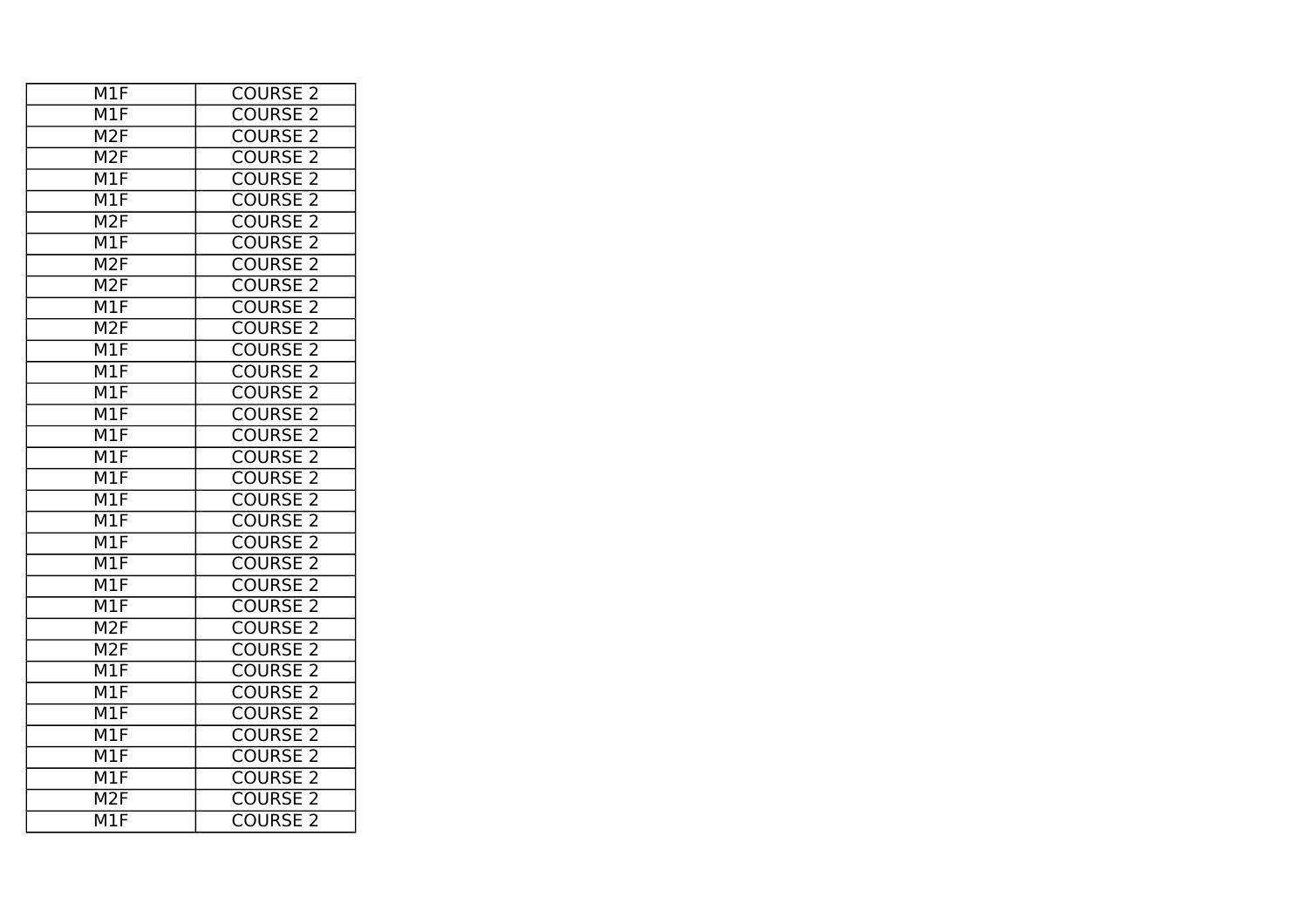| M1F | COURSE 2 |
|---|---|
| M1F | COURSE 2 |
| M2F | COURSE 2 |
| M2F | COURSE 2 |
| M1F | COURSE 2 |
| M1F | COURSE 2 |
| M2F | COURSE 2 |
| M1F | COURSE 2 |
| M2F | COURSE 2 |
| M2F | COURSE 2 |
| M1F | COURSE 2 |
| M2F | COURSE 2 |
| M1F | COURSE 2 |
| M1F | COURSE 2 |
| M1F | COURSE 2 |
| M1F | COURSE 2 |
| M1F | COURSE 2 |
| M1F | COURSE 2 |
| M1F | COURSE 2 |
| M1F | COURSE 2 |
| M1F | COURSE 2 |
| M1F | COURSE 2 |
| M1F | COURSE 2 |
| M1F | COURSE 2 |
| M1F | COURSE 2 |
| M2F | COURSE 2 |
| M2F | COURSE 2 |
| M1F | COURSE 2 |
| M1F | COURSE 2 |
| M1F | COURSE 2 |
| M1F | COURSE 2 |
| M1F | COURSE 2 |
| M1F | COURSE 2 |
| M2F | COURSE 2 |
| M1F | COURSE 2 |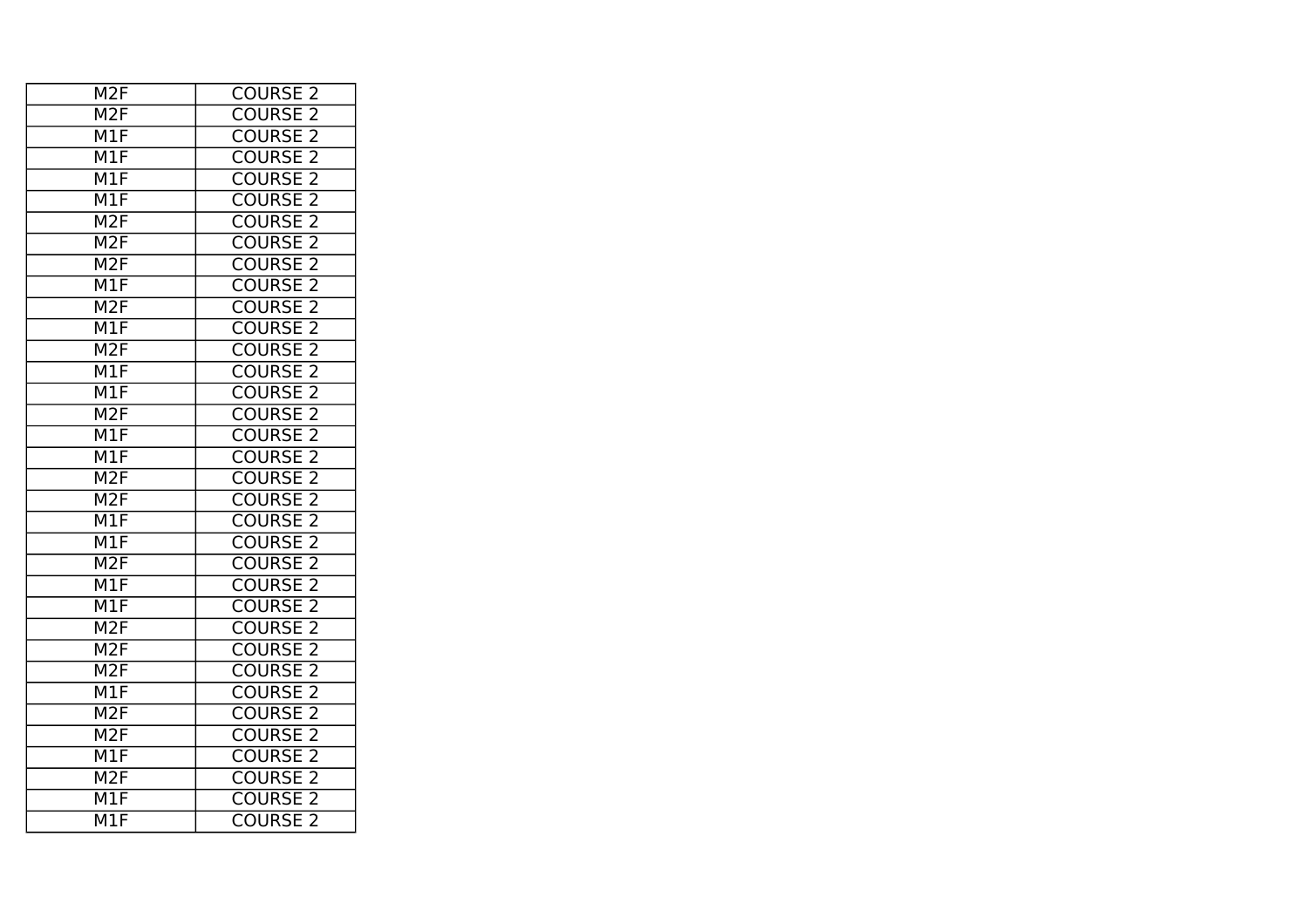| M2F | COURSE 2 |
|---|---|
| M2F | COURSE 2 |
| M1F | COURSE 2 |
| M1F | COURSE 2 |
| M1F | COURSE 2 |
| M1F | COURSE 2 |
| M2F | COURSE 2 |
| M2F | COURSE 2 |
| M2F | COURSE 2 |
| M1F | COURSE 2 |
| M2F | COURSE 2 |
| M1F | COURSE 2 |
| M2F | COURSE 2 |
| M1F | COURSE 2 |
| M1F | COURSE 2 |
| M2F | COURSE 2 |
| M1F | COURSE 2 |
| M1F | COURSE 2 |
| M2F | COURSE 2 |
| M2F | COURSE 2 |
| M1F | COURSE 2 |
| M1F | COURSE 2 |
| M2F | COURSE 2 |
| M1F | COURSE 2 |
| M1F | COURSE 2 |
| M2F | COURSE 2 |
| M2F | COURSE 2 |
| M2F | COURSE 2 |
| M1F | COURSE 2 |
| M2F | COURSE 2 |
| M2F | COURSE 2 |
| M1F | COURSE 2 |
| M2F | COURSE 2 |
| M1F | COURSE 2 |
| M1F | COURSE 2 |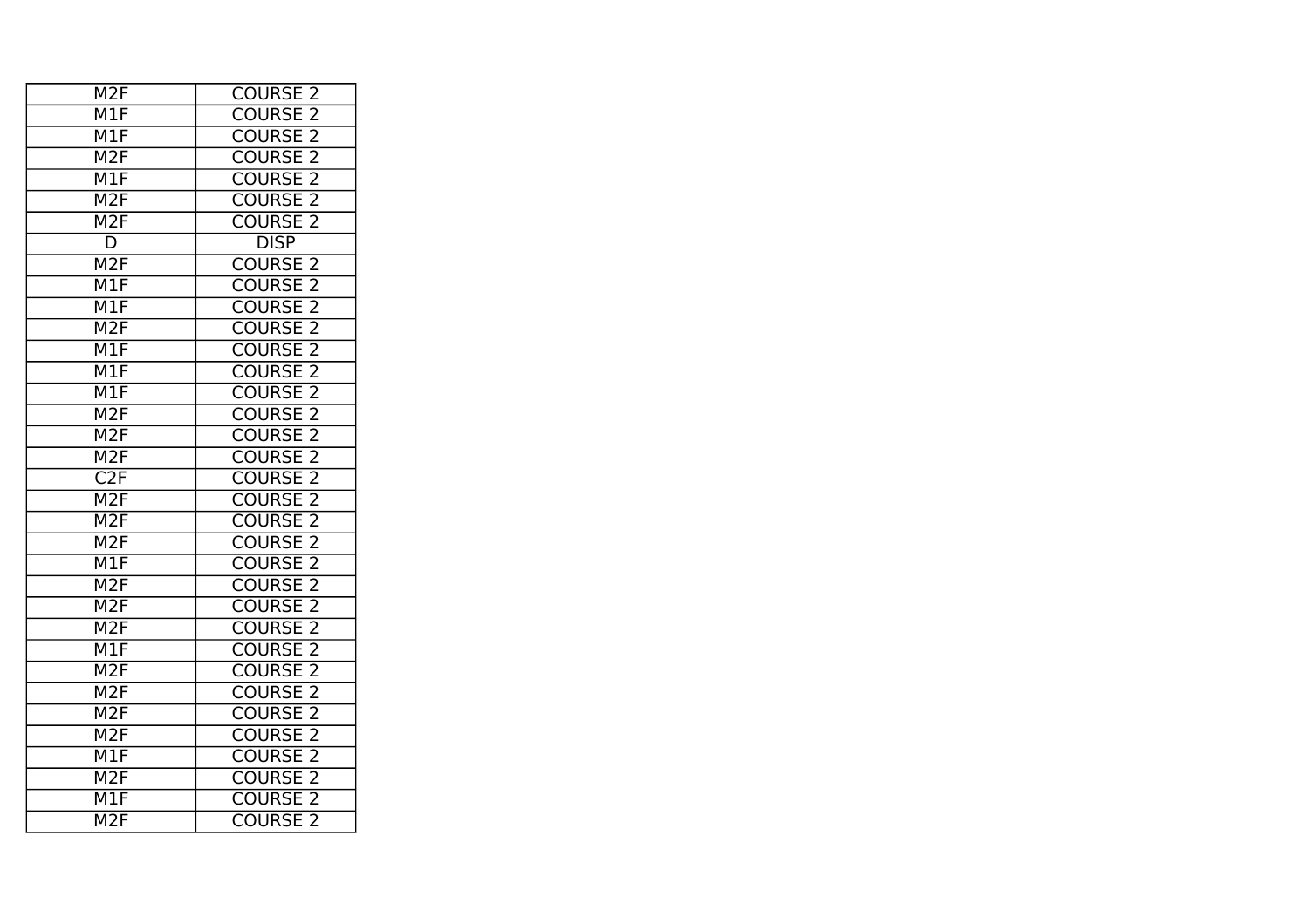| M2F | COURSE 2 |
|---|---|
| M1F | COURSE 2 |
| M1F | COURSE 2 |
| M2F | COURSE 2 |
| M1F | COURSE 2 |
| M2F | COURSE 2 |
| M2F | COURSE 2 |
| D | DISP |
| M2F | COURSE 2 |
| M1F | COURSE 2 |
| M1F | COURSE 2 |
| M2F | COURSE 2 |
| M1F | COURSE 2 |
| M1F | COURSE 2 |
| M1F | COURSE 2 |
| M2F | COURSE 2 |
| M2F | COURSE 2 |
| M2F | COURSE 2 |
| C2F | COURSE 2 |
| M2F | COURSE 2 |
| M2F | COURSE 2 |
| M2F | COURSE 2 |
| M1F | COURSE 2 |
| M2F | COURSE 2 |
| M2F | COURSE 2 |
| M2F | COURSE 2 |
| M1F | COURSE 2 |
| M2F | COURSE 2 |
| M2F | COURSE 2 |
| M2F | COURSE 2 |
| M2F | COURSE 2 |
| M1F | COURSE 2 |
| M2F | COURSE 2 |
| M1F | COURSE 2 |
| M2F | COURSE 2 |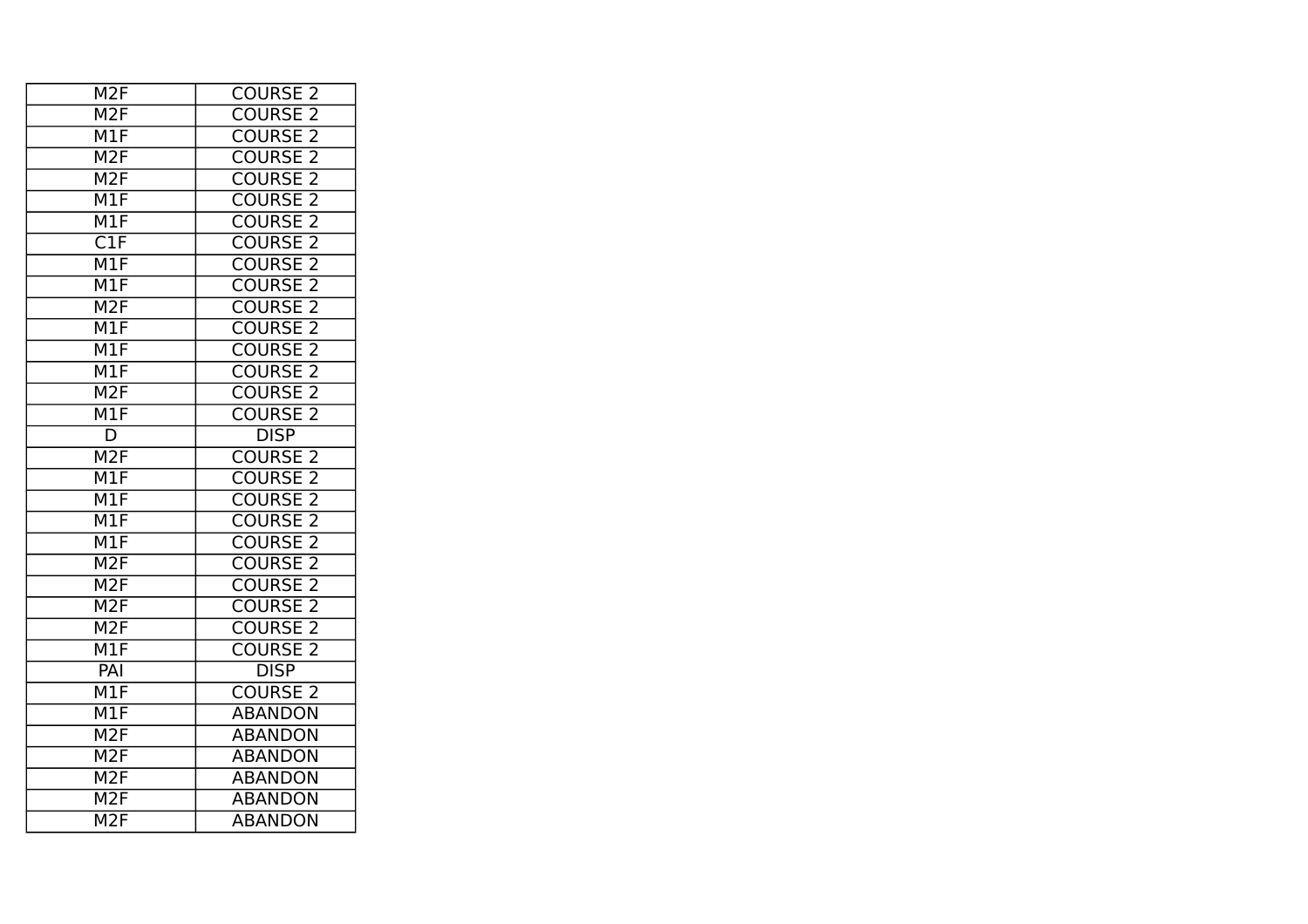| M2F | COURSE 2 |
| --- | --- |
| M2F | COURSE 2 |
| M1F | COURSE 2 |
| M2F | COURSE 2 |
| M2F | COURSE 2 |
| M1F | COURSE 2 |
| M1F | COURSE 2 |
| C1F | COURSE 2 |
| M1F | COURSE 2 |
| M1F | COURSE 2 |
| M2F | COURSE 2 |
| M1F | COURSE 2 |
| M1F | COURSE 2 |
| M1F | COURSE 2 |
| M2F | COURSE 2 |
| M1F | COURSE 2 |
| D | DISP |
| M2F | COURSE 2 |
| M1F | COURSE 2 |
| M1F | COURSE 2 |
| M1F | COURSE 2 |
| M1F | COURSE 2 |
| M2F | COURSE 2 |
| M2F | COURSE 2 |
| M2F | COURSE 2 |
| M2F | COURSE 2 |
| M1F | COURSE 2 |
| PAI | DISP |
| M1F | COURSE 2 |
| M1F | ABANDON |
| M2F | ABANDON |
| M2F | ABANDON |
| M2F | ABANDON |
| M2F | ABANDON |
| M2F | ABANDON |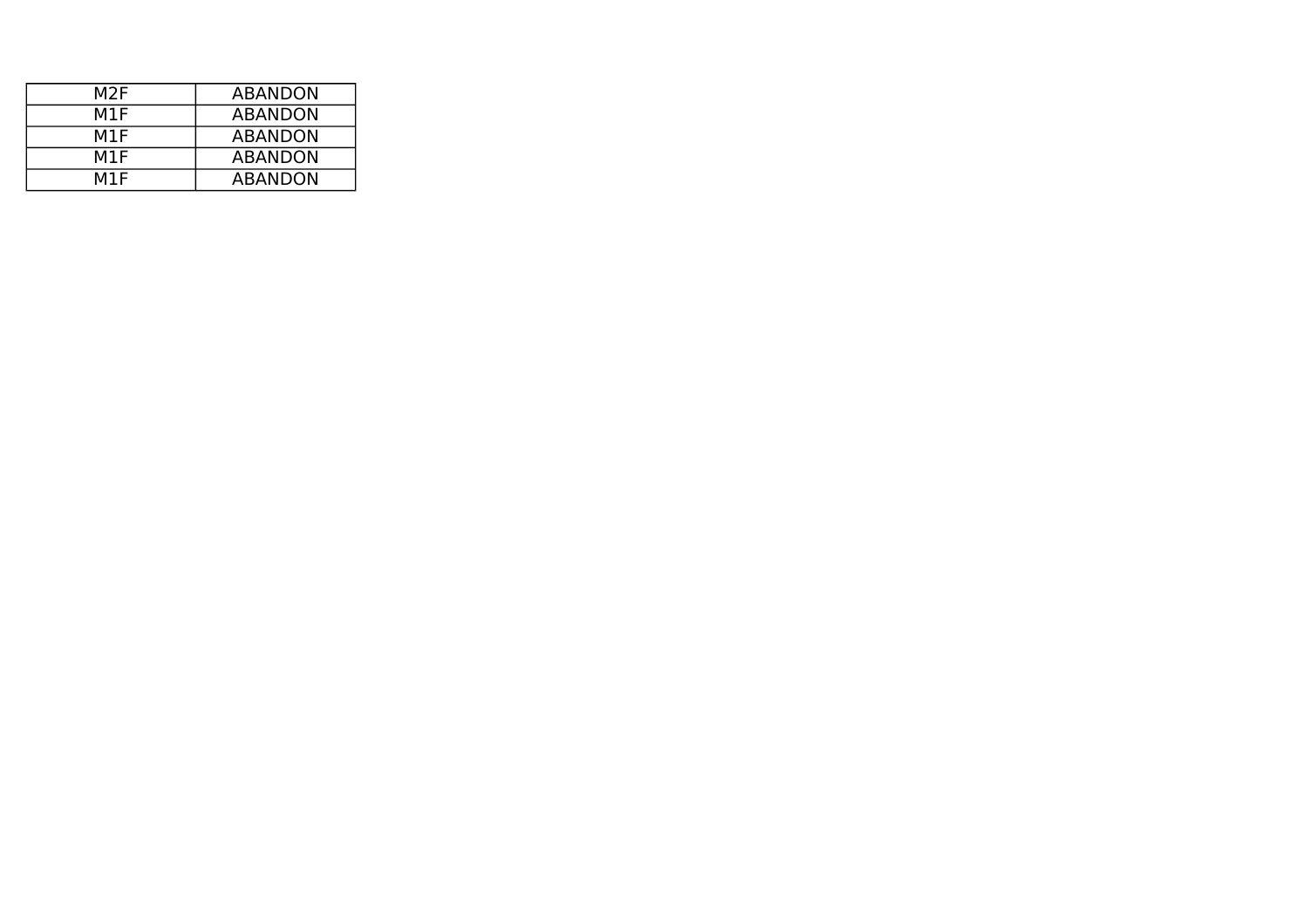| M2F | ABANDON |
|---|---|
| M1F | ABANDON |
| M1F | ABANDON |
| M1F | ABANDON |
| M1F | ABANDON |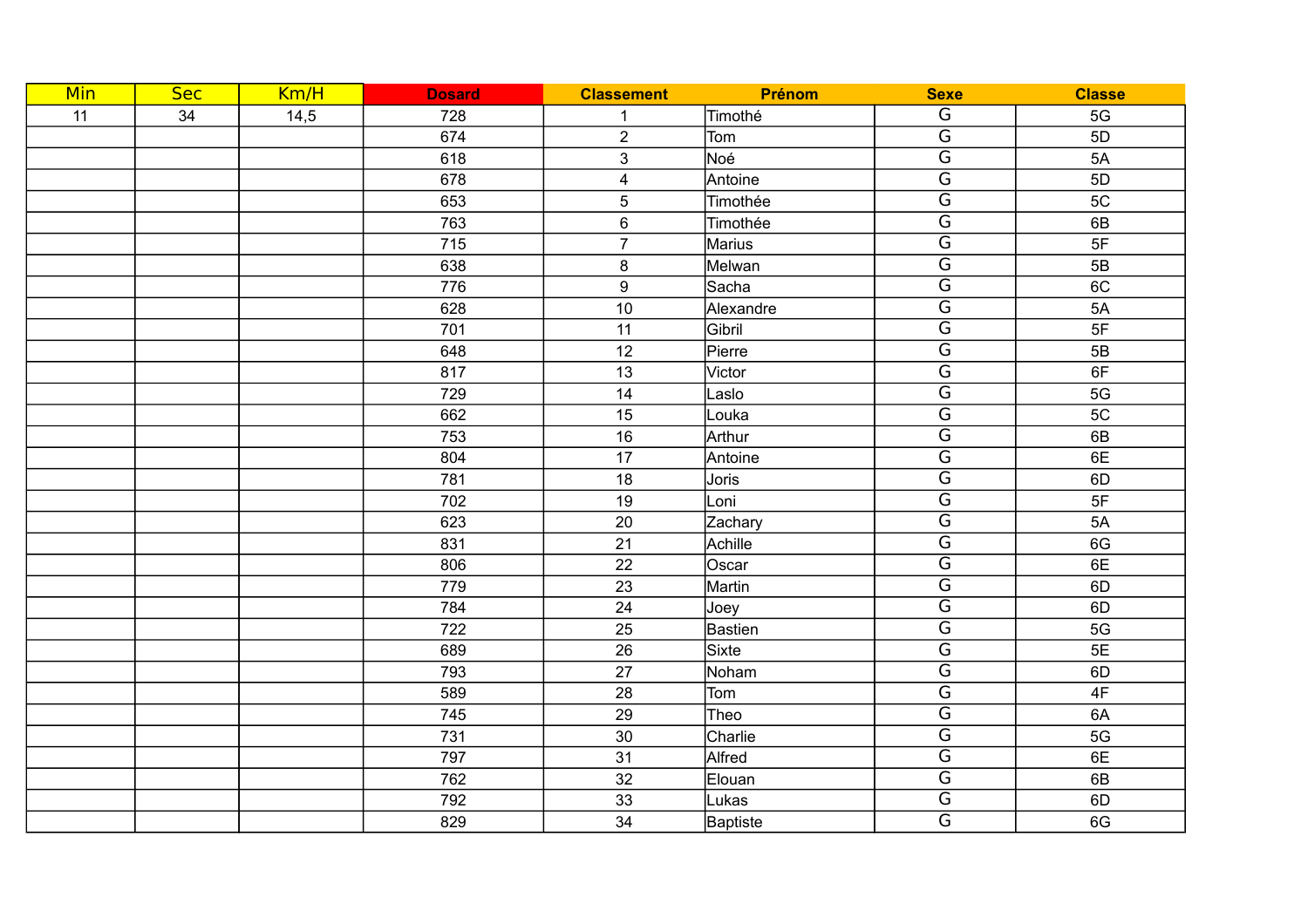| Min | Sec | Km/H | Dosard | Classement | Prénom | Sexe | Classe |
|---|---|---|---|---|---|---|---|
| 11 | 34 | 14,5 | 728 | 1 | Timothé | G | 5G |
| | | | 674 | 2 | Tom | G | 5D |
| | | | 618 | 3 | Noé | G | 5A |
| | | | 678 | 4 | Antoine | G | 5D |
| | | | 653 | 5 | Timothée | G | 5C |
| | | | 763 | 6 | Timothée | G | 6B |
| | | | 715 | 7 | Marius | G | 5F |
| | | | 638 | 8 | Melwan | G | 5B |
| | | | 776 | 9 | Sacha | G | 6C |
| | | | 628 | 10 | Alexandre | G | 5A |
| | | | 701 | 11 | Gibril | G | 5F |
| | | | 648 | 12 | Pierre | G | 5B |
| | | | 817 | 13 | Victor | G | 6F |
| | | | 729 | 14 | Laslo | G | 5G |
| | | | 662 | 15 | Louka | G | 5C |
| | | | 753 | 16 | Arthur | G | 6B |
| | | | 804 | 17 | Antoine | G | 6E |
| | | | 781 | 18 | Joris | G | 6D |
| | | | 702 | 19 | Loni | G | 5F |
| | | | 623 | 20 | Zachary | G | 5A |
| | | | 831 | 21 | Achille | G | 6G |
| | | | 806 | 22 | Oscar | G | 6E |
| | | | 779 | 23 | Martin | G | 6D |
| | | | 784 | 24 | Joey | G | 6D |
| | | | 722 | 25 | Bastien | G | 5G |
| | | | 689 | 26 | Sixte | G | 5E |
| | | | 793 | 27 | Noham | G | 6D |
| | | | 589 | 28 | Tom | G | 4F |
| | | | 745 | 29 | Theo | G | 6A |
| | | | 731 | 30 | Charlie | G | 5G |
| | | | 797 | 31 | Alfred | G | 6E |
| | | | 762 | 32 | Elouan | G | 6B |
| | | | 792 | 33 | Lukas | G | 6D |
| | | | 829 | 34 | Baptiste | G | 6G |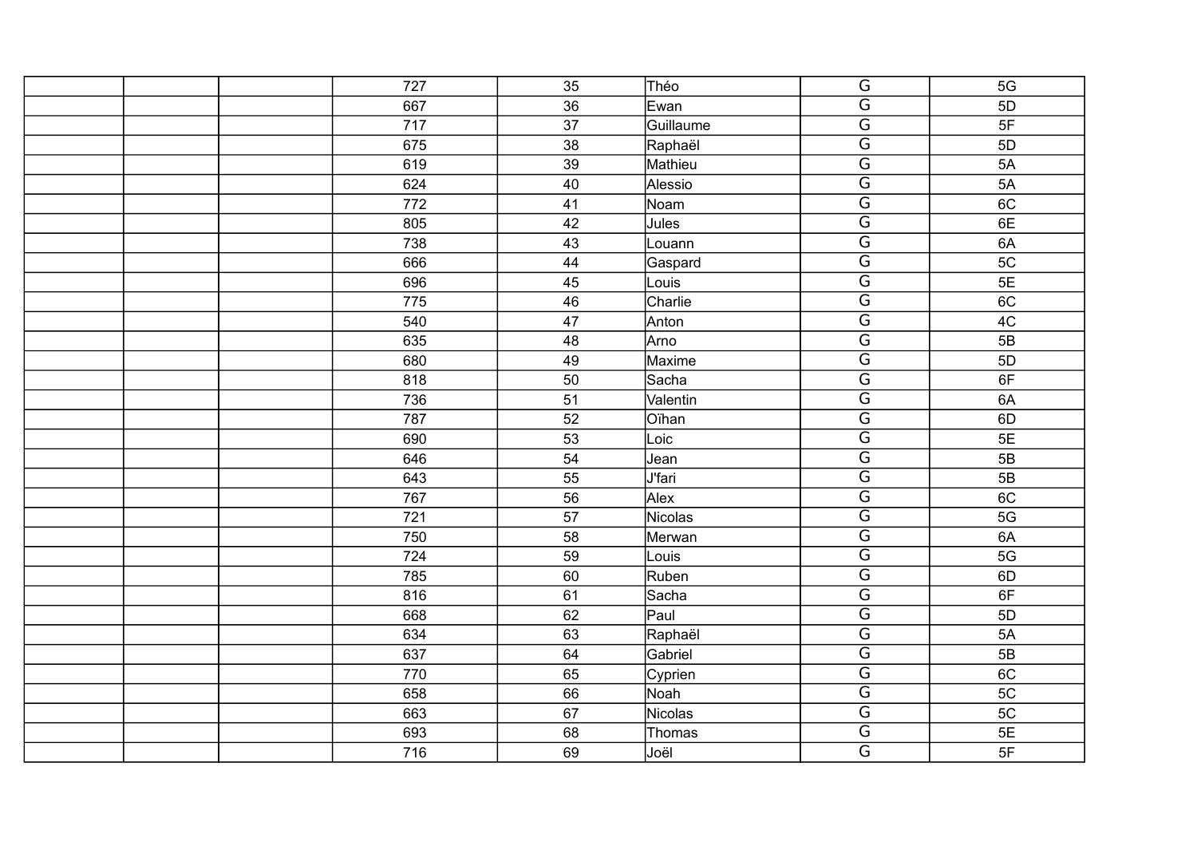| | | | | | | | |
|---|---|---|---|---|---|---|---|
| | | | 727 | 35 | Théo | G | 5G |
| | | | 667 | 36 | Ewan | G | 5D |
| | | | 717 | 37 | Guillaume | G | 5F |
| | | | 675 | 38 | Raphaël | G | 5D |
| | | | 619 | 39 | Mathieu | G | 5A |
| | | | 624 | 40 | Alessio | G | 5A |
| | | | 772 | 41 | Noam | G | 6C |
| | | | 805 | 42 | Jules | G | 6E |
| | | | 738 | 43 | Louann | G | 6A |
| | | | 666 | 44 | Gaspard | G | 5C |
| | | | 696 | 45 | Louis | G | 5E |
| | | | 775 | 46 | Charlie | G | 6C |
| | | | 540 | 47 | Anton | G | 4C |
| | | | 635 | 48 | Arno | G | 5B |
| | | | 680 | 49 | Maxime | G | 5D |
| | | | 818 | 50 | Sacha | G | 6F |
| | | | 736 | 51 | Valentin | G | 6A |
| | | | 787 | 52 | Oïhan | G | 6D |
| | | | 690 | 53 | Loic | G | 5E |
| | | | 646 | 54 | Jean | G | 5B |
| | | | 643 | 55 | J'fari | G | 5B |
| | | | 767 | 56 | Alex | G | 6C |
| | | | 721 | 57 | Nicolas | G | 5G |
| | | | 750 | 58 | Merwan | G | 6A |
| | | | 724 | 59 | Louis | G | 5G |
| | | | 785 | 60 | Ruben | G | 6D |
| | | | 816 | 61 | Sacha | G | 6F |
| | | | 668 | 62 | Paul | G | 5D |
| | | | 634 | 63 | Raphaël | G | 5A |
| | | | 637 | 64 | Gabriel | G | 5B |
| | | | 770 | 65 | Cyprien | G | 6C |
| | | | 658 | 66 | Noah | G | 5C |
| | | | 663 | 67 | Nicolas | G | 5C |
| | | | 693 | 68 | Thomas | G | 5E |
| | | | 716 | 69 | Joël | G | 5F |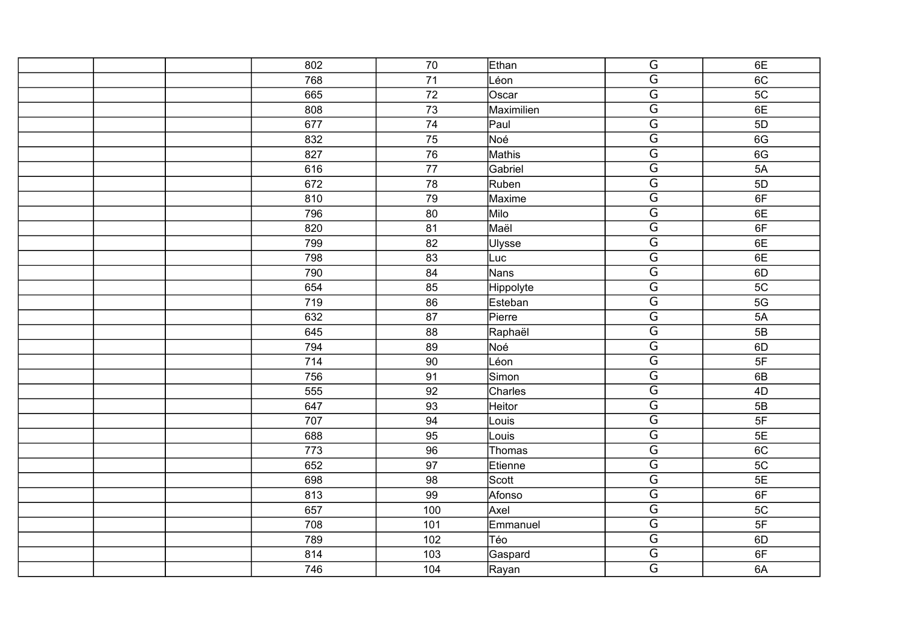| | | | | | | | |
|---|---|---|---|---|---|---|---|
| | | | 802 | 70 | Ethan | G | 6E |
| | | | 768 | 71 | Léon | G | 6C |
| | | | 665 | 72 | Oscar | G | 5C |
| | | | 808 | 73 | Maximilien | G | 6E |
| | | | 677 | 74 | Paul | G | 5D |
| | | | 832 | 75 | Noé | G | 6G |
| | | | 827 | 76 | Mathis | G | 6G |
| | | | 616 | 77 | Gabriel | G | 5A |
| | | | 672 | 78 | Ruben | G | 5D |
| | | | 810 | 79 | Maxime | G | 6F |
| | | | 796 | 80 | Milo | G | 6E |
| | | | 820 | 81 | Maël | G | 6F |
| | | | 799 | 82 | Ulysse | G | 6E |
| | | | 798 | 83 | Luc | G | 6E |
| | | | 790 | 84 | Nans | G | 6D |
| | | | 654 | 85 | Hippolyte | G | 5C |
| | | | 719 | 86 | Esteban | G | 5G |
| | | | 632 | 87 | Pierre | G | 5A |
| | | | 645 | 88 | Raphaël | G | 5B |
| | | | 794 | 89 | Noé | G | 6D |
| | | | 714 | 90 | Léon | G | 5F |
| | | | 756 | 91 | Simon | G | 6B |
| | | | 555 | 92 | Charles | G | 4D |
| | | | 647 | 93 | Heitor | G | 5B |
| | | | 707 | 94 | Louis | G | 5F |
| | | | 688 | 95 | Louis | G | 5E |
| | | | 773 | 96 | Thomas | G | 6C |
| | | | 652 | 97 | Etienne | G | 5C |
| | | | 698 | 98 | Scott | G | 5E |
| | | | 813 | 99 | Afonso | G | 6F |
| | | | 657 | 100 | Axel | G | 5C |
| | | | 708 | 101 | Emmanuel | G | 5F |
| | | | 789 | 102 | Téo | G | 6D |
| | | | 814 | 103 | Gaspard | G | 6F |
| | | | 746 | 104 | Rayan | G | 6A |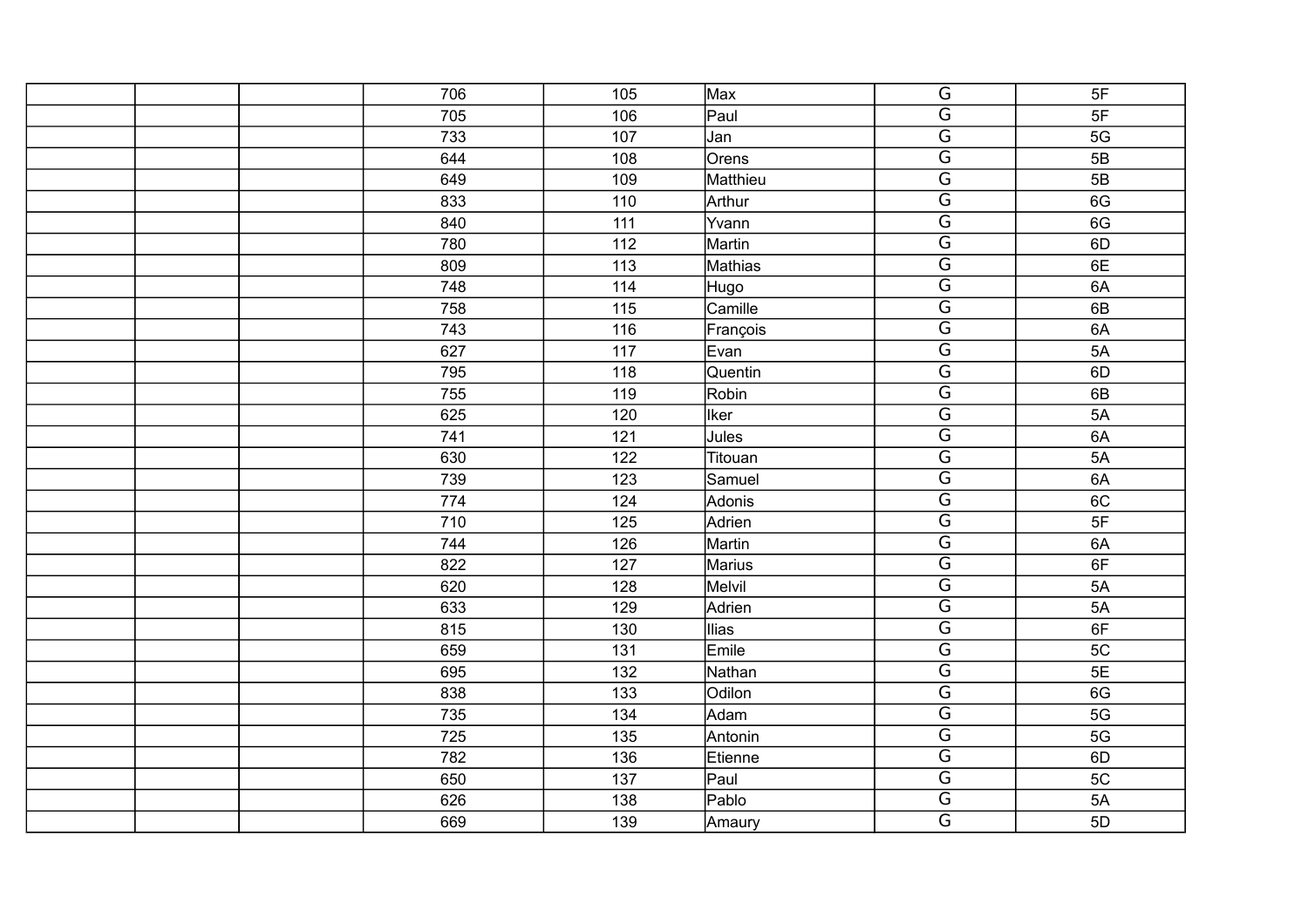| | | | | | | | |
|---|---|---|---|---|---|---|---|
| | | | 706 | 105 | Max | G | 5F |
| | | | 705 | 106 | Paul | G | 5F |
| | | | 733 | 107 | Jan | G | 5G |
| | | | 644 | 108 | Orens | G | 5B |
| | | | 649 | 109 | Matthieu | G | 5B |
| | | | 833 | 110 | Arthur | G | 6G |
| | | | 840 | 111 | Yvann | G | 6G |
| | | | 780 | 112 | Martin | G | 6D |
| | | | 809 | 113 | Mathias | G | 6E |
| | | | 748 | 114 | Hugo | G | 6A |
| | | | 758 | 115 | Camille | G | 6B |
| | | | 743 | 116 | François | G | 6A |
| | | | 627 | 117 | Evan | G | 5A |
| | | | 795 | 118 | Quentin | G | 6D |
| | | | 755 | 119 | Robin | G | 6B |
| | | | 625 | 120 | Iker | G | 5A |
| | | | 741 | 121 | Jules | G | 6A |
| | | | 630 | 122 | Titouan | G | 5A |
| | | | 739 | 123 | Samuel | G | 6A |
| | | | 774 | 124 | Adonis | G | 6C |
| | | | 710 | 125 | Adrien | G | 5F |
| | | | 744 | 126 | Martin | G | 6A |
| | | | 822 | 127 | Marius | G | 6F |
| | | | 620 | 128 | Melvil | G | 5A |
| | | | 633 | 129 | Adrien | G | 5A |
| | | | 815 | 130 | Ilias | G | 6F |
| | | | 659 | 131 | Emile | G | 5C |
| | | | 695 | 132 | Nathan | G | 5E |
| | | | 838 | 133 | Odilon | G | 6G |
| | | | 735 | 134 | Adam | G | 5G |
| | | | 725 | 135 | Antonin | G | 5G |
| | | | 782 | 136 | Etienne | G | 6D |
| | | | 650 | 137 | Paul | G | 5C |
| | | | 626 | 138 | Pablo | G | 5A |
| | | | 669 | 139 | Amaury | G | 5D |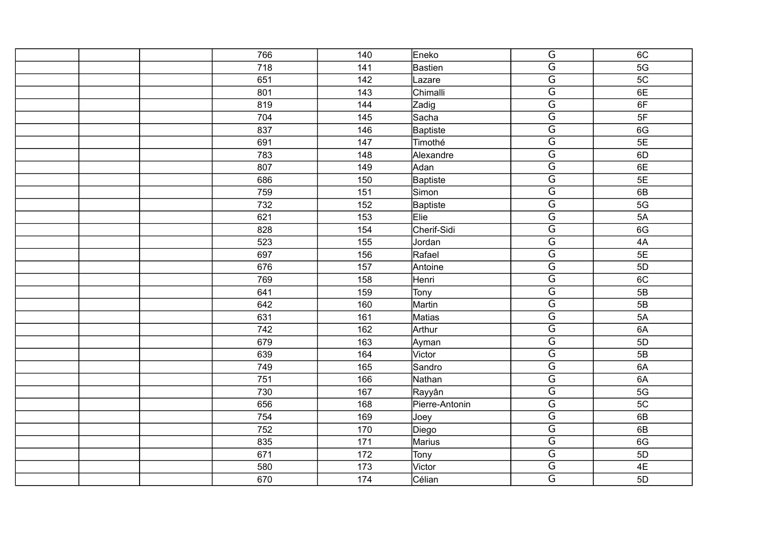| | | | | | | | |
|---|---|---|---|---|---|---|---|
| | | | 766 | 140 | Eneko | G | 6C |
| | | | 718 | 141 | Bastien | G | 5G |
| | | | 651 | 142 | Lazare | G | 5C |
| | | | 801 | 143 | Chimalli | G | 6E |
| | | | 819 | 144 | Zadig | G | 6F |
| | | | 704 | 145 | Sacha | G | 5F |
| | | | 837 | 146 | Baptiste | G | 6G |
| | | | 691 | 147 | Timothé | G | 5E |
| | | | 783 | 148 | Alexandre | G | 6D |
| | | | 807 | 149 | Adan | G | 6E |
| | | | 686 | 150 | Baptiste | G | 5E |
| | | | 759 | 151 | Simon | G | 6B |
| | | | 732 | 152 | Baptiste | G | 5G |
| | | | 621 | 153 | Elie | G | 5A |
| | | | 828 | 154 | Cherif-Sidi | G | 6G |
| | | | 523 | 155 | Jordan | G | 4A |
| | | | 697 | 156 | Rafael | G | 5E |
| | | | 676 | 157 | Antoine | G | 5D |
| | | | 769 | 158 | Henri | G | 6C |
| | | | 641 | 159 | Tony | G | 5B |
| | | | 642 | 160 | Martin | G | 5B |
| | | | 631 | 161 | Matias | G | 5A |
| | | | 742 | 162 | Arthur | G | 6A |
| | | | 679 | 163 | Ayman | G | 5D |
| | | | 639 | 164 | Victor | G | 5B |
| | | | 749 | 165 | Sandro | G | 6A |
| | | | 751 | 166 | Nathan | G | 6A |
| | | | 730 | 167 | Rayyân | G | 5G |
| | | | 656 | 168 | Pierre-Antonin | G | 5C |
| | | | 754 | 169 | Joey | G | 6B |
| | | | 752 | 170 | Diego | G | 6B |
| | | | 835 | 171 | Marius | G | 6G |
| | | | 671 | 172 | Tony | G | 5D |
| | | | 580 | 173 | Victor | G | 4E |
| | | | 670 | 174 | Célian | G | 5D |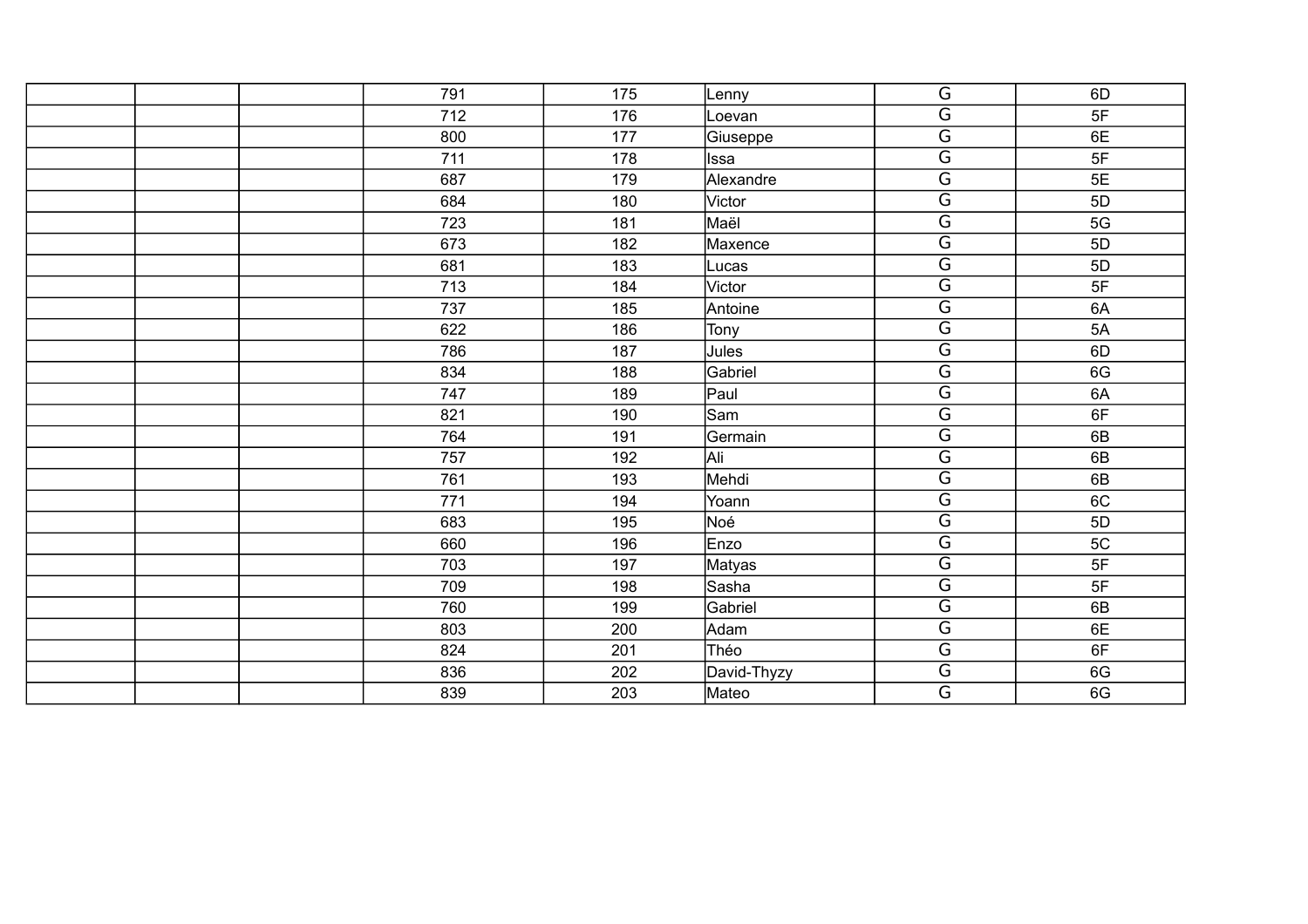| | | | | | | | |
|---|---|---|---|---|---|---|---|
| | | | 791 | 175 | Lenny | G | 6D |
| | | | 712 | 176 | Loevan | G | 5F |
| | | | 800 | 177 | Giuseppe | G | 6E |
| | | | 711 | 178 | Issa | G | 5F |
| | | | 687 | 179 | Alexandre | G | 5E |
| | | | 684 | 180 | Victor | G | 5D |
| | | | 723 | 181 | Maël | G | 5G |
| | | | 673 | 182 | Maxence | G | 5D |
| | | | 681 | 183 | Lucas | G | 5D |
| | | | 713 | 184 | Victor | G | 5F |
| | | | 737 | 185 | Antoine | G | 6A |
| | | | 622 | 186 | Tony | G | 5A |
| | | | 786 | 187 | Jules | G | 6D |
| | | | 834 | 188 | Gabriel | G | 6G |
| | | | 747 | 189 | Paul | G | 6A |
| | | | 821 | 190 | Sam | G | 6F |
| | | | 764 | 191 | Germain | G | 6B |
| | | | 757 | 192 | Ali | G | 6B |
| | | | 761 | 193 | Mehdi | G | 6B |
| | | | 771 | 194 | Yoann | G | 6C |
| | | | 683 | 195 | Noé | G | 5D |
| | | | 660 | 196 | Enzo | G | 5C |
| | | | 703 | 197 | Matyas | G | 5F |
| | | | 709 | 198 | Sasha | G | 5F |
| | | | 760 | 199 | Gabriel | G | 6B |
| | | | 803 | 200 | Adam | G | 6E |
| | | | 824 | 201 | Théo | G | 6F |
| | | | 836 | 202 | David-Thyzy | G | 6G |
| | | | 839 | 203 | Mateo | G | 6G |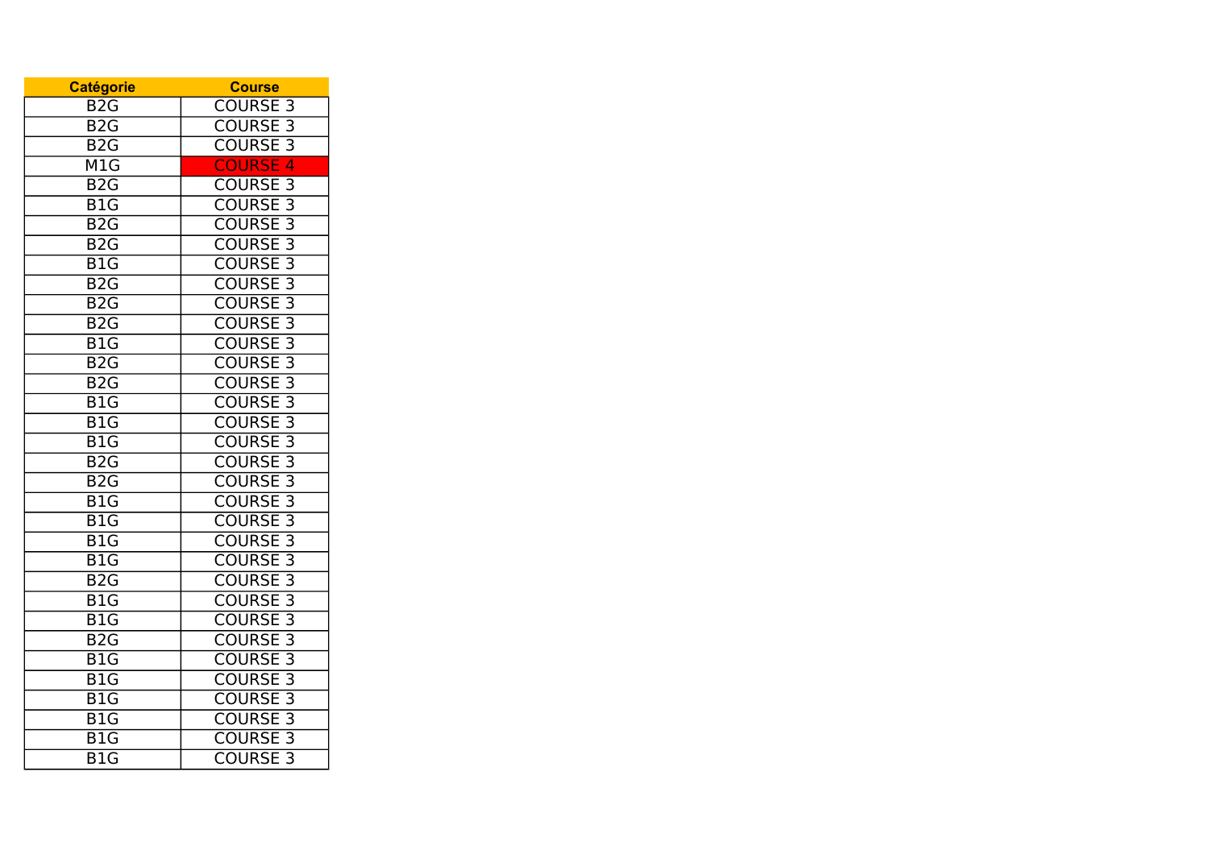| Catégorie | Course |
|---|---|
| B2G | COURSE 3 |
| B2G | COURSE 3 |
| B2G | COURSE 3 |
| M1G | COURSE 4 |
| B2G | COURSE 3 |
| B1G | COURSE 3 |
| B2G | COURSE 3 |
| B2G | COURSE 3 |
| B1G | COURSE 3 |
| B2G | COURSE 3 |
| B2G | COURSE 3 |
| B2G | COURSE 3 |
| B1G | COURSE 3 |
| B2G | COURSE 3 |
| B2G | COURSE 3 |
| B1G | COURSE 3 |
| B1G | COURSE 3 |
| B1G | COURSE 3 |
| B2G | COURSE 3 |
| B2G | COURSE 3 |
| B1G | COURSE 3 |
| B1G | COURSE 3 |
| B1G | COURSE 3 |
| B1G | COURSE 3 |
| B2G | COURSE 3 |
| B1G | COURSE 3 |
| B1G | COURSE 3 |
| B2G | COURSE 3 |
| B1G | COURSE 3 |
| B1G | COURSE 3 |
| B1G | COURSE 3 |
| B1G | COURSE 3 |
| B1G | COURSE 3 |
| B1G | COURSE 3 |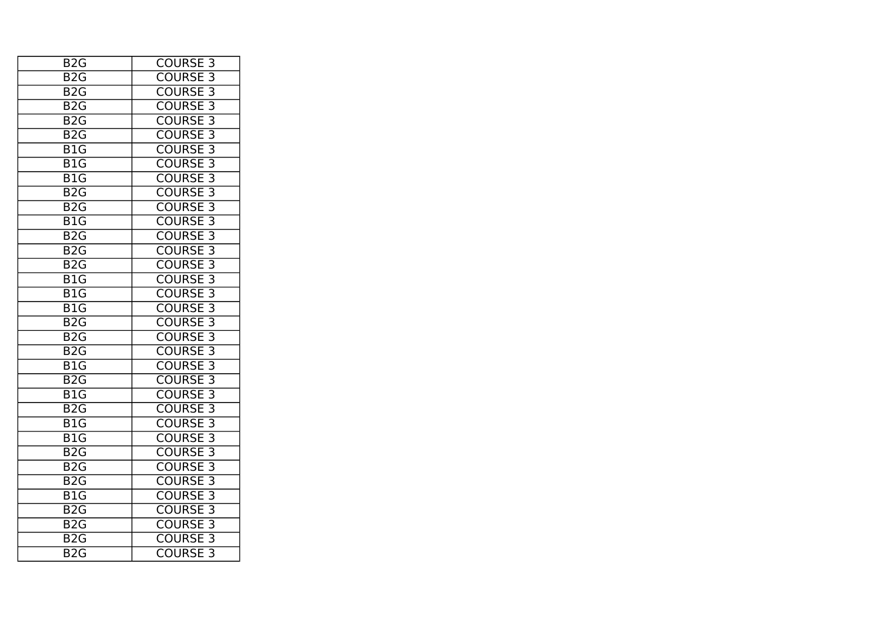| B2G | COURSE 3 |
| --- | --- |
| B2G | COURSE 3 |
| B2G | COURSE 3 |
| B2G | COURSE 3 |
| B2G | COURSE 3 |
| B2G | COURSE 3 |
| B1G | COURSE 3 |
| B1G | COURSE 3 |
| B1G | COURSE 3 |
| B2G | COURSE 3 |
| B2G | COURSE 3 |
| B1G | COURSE 3 |
| B2G | COURSE 3 |
| B2G | COURSE 3 |
| B2G | COURSE 3 |
| B1G | COURSE 3 |
| B1G | COURSE 3 |
| B1G | COURSE 3 |
| B2G | COURSE 3 |
| B2G | COURSE 3 |
| B2G | COURSE 3 |
| B1G | COURSE 3 |
| B2G | COURSE 3 |
| B1G | COURSE 3 |
| B2G | COURSE 3 |
| B1G | COURSE 3 |
| B1G | COURSE 3 |
| B2G | COURSE 3 |
| B2G | COURSE 3 |
| B2G | COURSE 3 |
| B1G | COURSE 3 |
| B2G | COURSE 3 |
| B2G | COURSE 3 |
| B2G | COURSE 3 |
| B2G | COURSE 3 |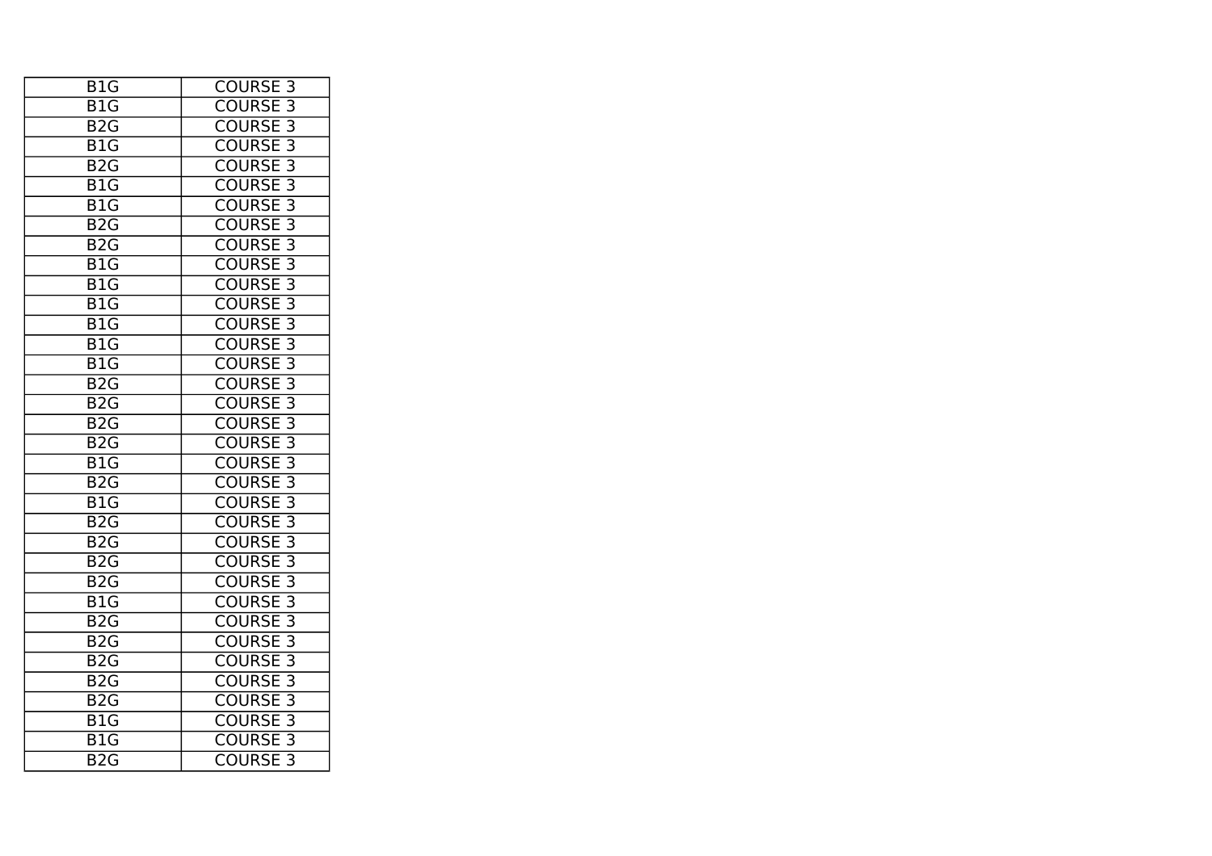| B1G | COURSE 3 |
|---|---|
| B1G | COURSE 3 |
| B2G | COURSE 3 |
| B1G | COURSE 3 |
| B2G | COURSE 3 |
| B1G | COURSE 3 |
| B1G | COURSE 3 |
| B2G | COURSE 3 |
| B2G | COURSE 3 |
| B1G | COURSE 3 |
| B1G | COURSE 3 |
| B1G | COURSE 3 |
| B1G | COURSE 3 |
| B1G | COURSE 3 |
| B1G | COURSE 3 |
| B2G | COURSE 3 |
| B2G | COURSE 3 |
| B2G | COURSE 3 |
| B2G | COURSE 3 |
| B1G | COURSE 3 |
| B2G | COURSE 3 |
| B1G | COURSE 3 |
| B2G | COURSE 3 |
| B2G | COURSE 3 |
| B2G | COURSE 3 |
| B2G | COURSE 3 |
| B1G | COURSE 3 |
| B2G | COURSE 3 |
| B2G | COURSE 3 |
| B2G | COURSE 3 |
| B2G | COURSE 3 |
| B2G | COURSE 3 |
| B1G | COURSE 3 |
| B1G | COURSE 3 |
| B2G | COURSE 3 |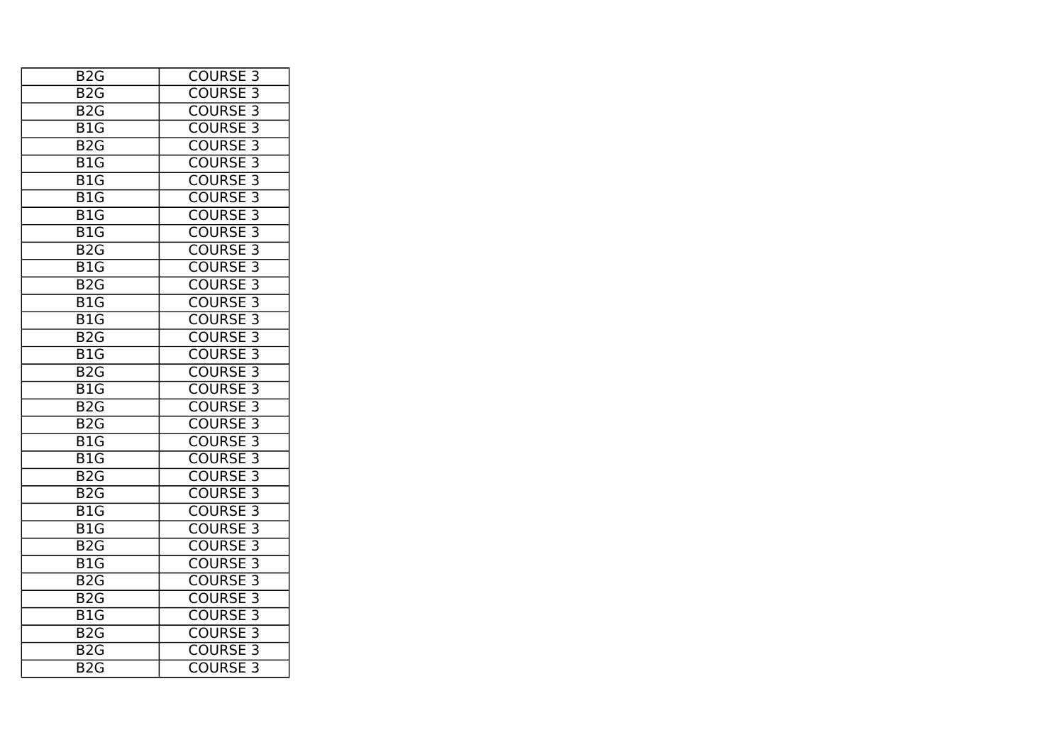| B2G | COURSE 3 |
|---|---|
| B2G | COURSE 3 |
| B2G | COURSE 3 |
| B1G | COURSE 3 |
| B2G | COURSE 3 |
| B1G | COURSE 3 |
| B1G | COURSE 3 |
| B1G | COURSE 3 |
| B1G | COURSE 3 |
| B1G | COURSE 3 |
| B2G | COURSE 3 |
| B1G | COURSE 3 |
| B2G | COURSE 3 |
| B1G | COURSE 3 |
| B1G | COURSE 3 |
| B2G | COURSE 3 |
| B1G | COURSE 3 |
| B2G | COURSE 3 |
| B1G | COURSE 3 |
| B2G | COURSE 3 |
| B2G | COURSE 3 |
| B1G | COURSE 3 |
| B1G | COURSE 3 |
| B2G | COURSE 3 |
| B2G | COURSE 3 |
| B1G | COURSE 3 |
| B1G | COURSE 3 |
| B2G | COURSE 3 |
| B1G | COURSE 3 |
| B2G | COURSE 3 |
| B2G | COURSE 3 |
| B1G | COURSE 3 |
| B2G | COURSE 3 |
| B2G | COURSE 3 |
| B2G | COURSE 3 |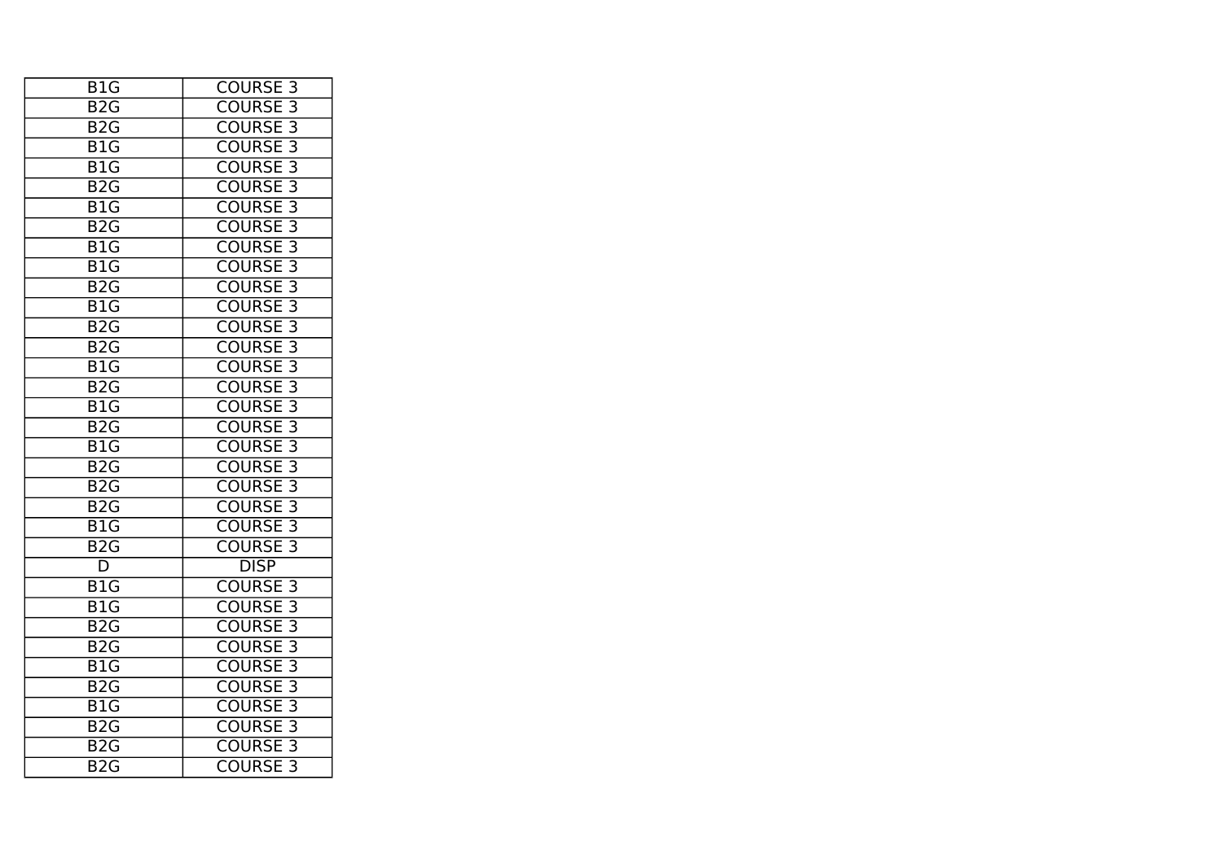| B1G | COURSE 3 |
| --- | --- |
| B2G | COURSE 3 |
| B2G | COURSE 3 |
| B1G | COURSE 3 |
| B1G | COURSE 3 |
| B2G | COURSE 3 |
| B1G | COURSE 3 |
| B2G | COURSE 3 |
| B1G | COURSE 3 |
| B1G | COURSE 3 |
| B2G | COURSE 3 |
| B1G | COURSE 3 |
| B2G | COURSE 3 |
| B2G | COURSE 3 |
| B1G | COURSE 3 |
| B2G | COURSE 3 |
| B1G | COURSE 3 |
| B2G | COURSE 3 |
| B1G | COURSE 3 |
| B2G | COURSE 3 |
| B2G | COURSE 3 |
| B2G | COURSE 3 |
| B1G | COURSE 3 |
| B2G | COURSE 3 |
| D | DISP |
| B1G | COURSE 3 |
| B1G | COURSE 3 |
| B2G | COURSE 3 |
| B2G | COURSE 3 |
| B1G | COURSE 3 |
| B2G | COURSE 3 |
| B1G | COURSE 3 |
| B2G | COURSE 3 |
| B2G | COURSE 3 |
| B2G | COURSE 3 |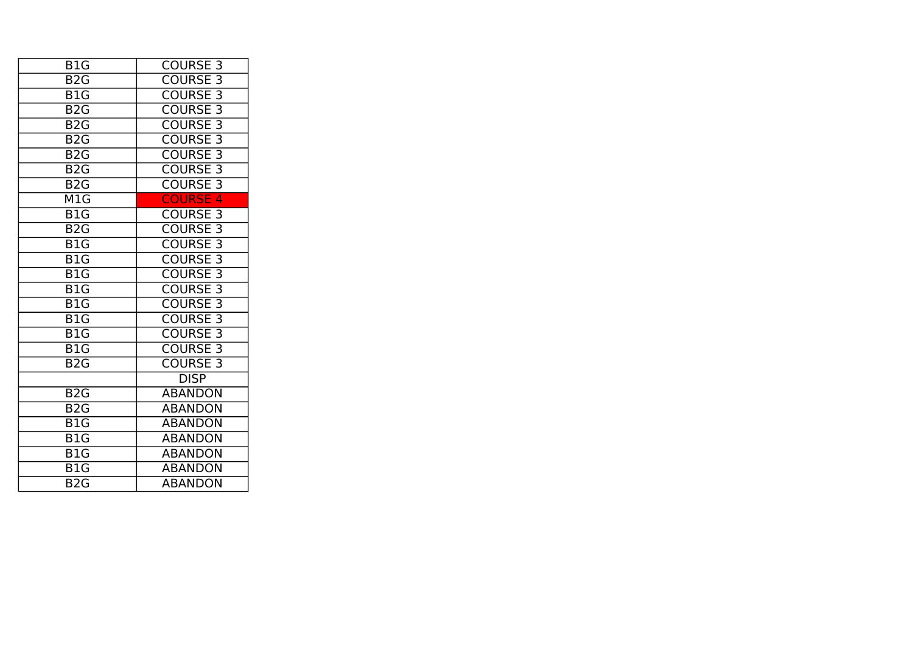| | |
|---|---|
| B1G | COURSE 3 |
| B2G | COURSE 3 |
| B1G | COURSE 3 |
| B2G | COURSE 3 |
| B2G | COURSE 3 |
| B2G | COURSE 3 |
| B2G | COURSE 3 |
| B2G | COURSE 3 |
| B2G | COURSE 3 |
| M1G | COURSE 4 |
| B1G | COURSE 3 |
| B2G | COURSE 3 |
| B1G | COURSE 3 |
| B1G | COURSE 3 |
| B1G | COURSE 3 |
| B1G | COURSE 3 |
| B1G | COURSE 3 |
| B1G | COURSE 3 |
| B1G | COURSE 3 |
| B1G | COURSE 3 |
| B2G | COURSE 3 |
| | DISP |
| B2G | ABANDON |
| B2G | ABANDON |
| B1G | ABANDON |
| B1G | ABANDON |
| B1G | ABANDON |
| B1G | ABANDON |
| B2G | ABANDON |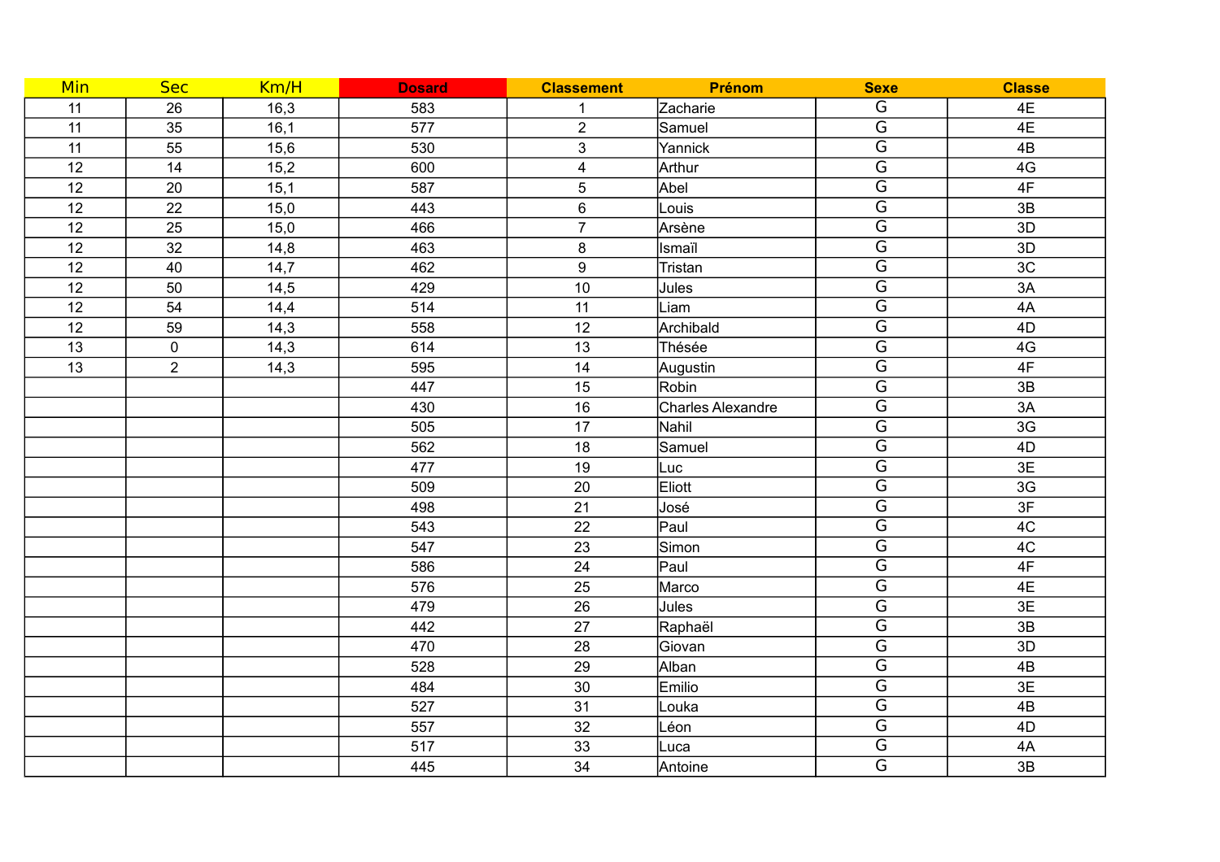| Min | Sec | Km/H | Dosard | Classement | Prénom | Sexe | Classe |
|---|---|---|---|---|---|---|---|
| 11 | 26 | 16,3 | 583 | 1 | Zacharie | G | 4E |
| 11 | 35 | 16,1 | 577 | 2 | Samuel | G | 4E |
| 11 | 55 | 15,6 | 530 | 3 | Yannick | G | 4B |
| 12 | 14 | 15,2 | 600 | 4 | Arthur | G | 4G |
| 12 | 20 | 15,1 | 587 | 5 | Abel | G | 4F |
| 12 | 22 | 15,0 | 443 | 6 | Louis | G | 3B |
| 12 | 25 | 15,0 | 466 | 7 | Arsène | G | 3D |
| 12 | 32 | 14,8 | 463 | 8 | Ismaïl | G | 3D |
| 12 | 40 | 14,7 | 462 | 9 | Tristan | G | 3C |
| 12 | 50 | 14,5 | 429 | 10 | Jules | G | 3A |
| 12 | 54 | 14,4 | 514 | 11 | Liam | G | 4A |
| 12 | 59 | 14,3 | 558 | 12 | Archibald | G | 4D |
| 13 | 0 | 14,3 | 614 | 13 | Thésée | G | 4G |
| 13 | 2 | 14,3 | 595 | 14 | Augustin | G | 4F |
| | | | 447 | 15 | Robin | G | 3B |
| | | | 430 | 16 | Charles Alexandre | G | 3A |
| | | | 505 | 17 | Nahil | G | 3G |
| | | | 562 | 18 | Samuel | G | 4D |
| | | | 477 | 19 | Luc | G | 3E |
| | | | 509 | 20 | Eliott | G | 3G |
| | | | 498 | 21 | José | G | 3F |
| | | | 543 | 22 | Paul | G | 4C |
| | | | 547 | 23 | Simon | G | 4C |
| | | | 586 | 24 | Paul | G | 4F |
| | | | 576 | 25 | Marco | G | 4E |
| | | | 479 | 26 | Jules | G | 3E |
| | | | 442 | 27 | Raphaël | G | 3B |
| | | | 470 | 28 | Giovan | G | 3D |
| | | | 528 | 29 | Alban | G | 4B |
| | | | 484 | 30 | Emilio | G | 3E |
| | | | 527 | 31 | Louka | G | 4B |
| | | | 557 | 32 | Léon | G | 4D |
| | | | 517 | 33 | Luca | G | 4A |
| | | | 445 | 34 | Antoine | G | 3B |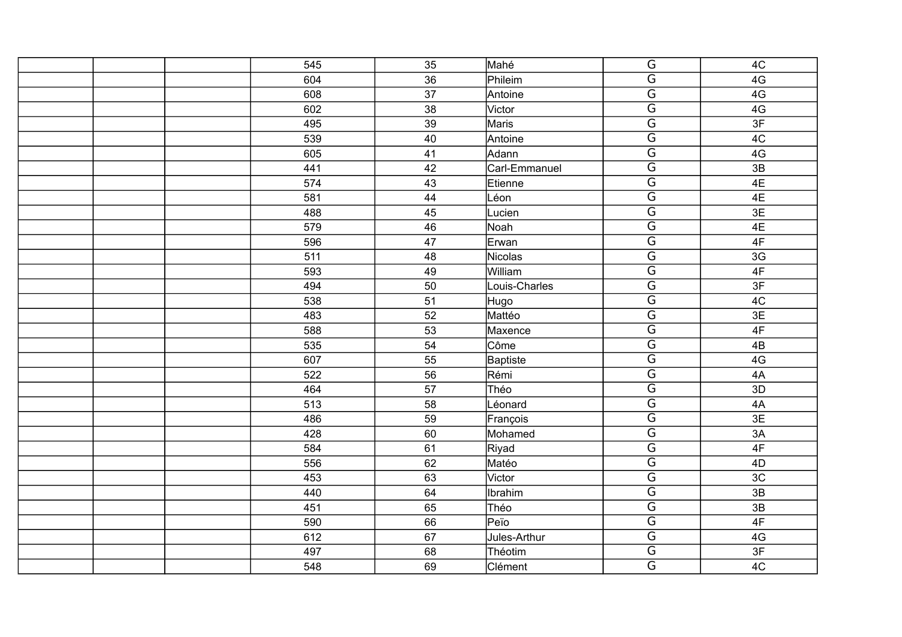| | | | | | | | |
|---|---|---|---|---|---|---|---|
| | | | 545 | 35 | Mahé | G | 4C |
| | | | 604 | 36 | Phileim | G | 4G |
| | | | 608 | 37 | Antoine | G | 4G |
| | | | 602 | 38 | Victor | G | 4G |
| | | | 495 | 39 | Maris | G | 3F |
| | | | 539 | 40 | Antoine | G | 4C |
| | | | 605 | 41 | Adann | G | 4G |
| | | | 441 | 42 | Carl-Emmanuel | G | 3B |
| | | | 574 | 43 | Etienne | G | 4E |
| | | | 581 | 44 | Léon | G | 4E |
| | | | 488 | 45 | Lucien | G | 3E |
| | | | 579 | 46 | Noah | G | 4E |
| | | | 596 | 47 | Erwan | G | 4F |
| | | | 511 | 48 | Nicolas | G | 3G |
| | | | 593 | 49 | William | G | 4F |
| | | | 494 | 50 | Louis-Charles | G | 3F |
| | | | 538 | 51 | Hugo | G | 4C |
| | | | 483 | 52 | Mattéo | G | 3E |
| | | | 588 | 53 | Maxence | G | 4F |
| | | | 535 | 54 | Côme | G | 4B |
| | | | 607 | 55 | Baptiste | G | 4G |
| | | | 522 | 56 | Rémi | G | 4A |
| | | | 464 | 57 | Théo | G | 3D |
| | | | 513 | 58 | Léonard | G | 4A |
| | | | 486 | 59 | François | G | 3E |
| | | | 428 | 60 | Mohamed | G | 3A |
| | | | 584 | 61 | Riyad | G | 4F |
| | | | 556 | 62 | Matéo | G | 4D |
| | | | 453 | 63 | Victor | G | 3C |
| | | | 440 | 64 | Ibrahim | G | 3B |
| | | | 451 | 65 | Théo | G | 3B |
| | | | 590 | 66 | Peïo | G | 4F |
| | | | 612 | 67 | Jules-Arthur | G | 4G |
| | | | 497 | 68 | Théotim | G | 3F |
| | | | 548 | 69 | Clément | G | 4C |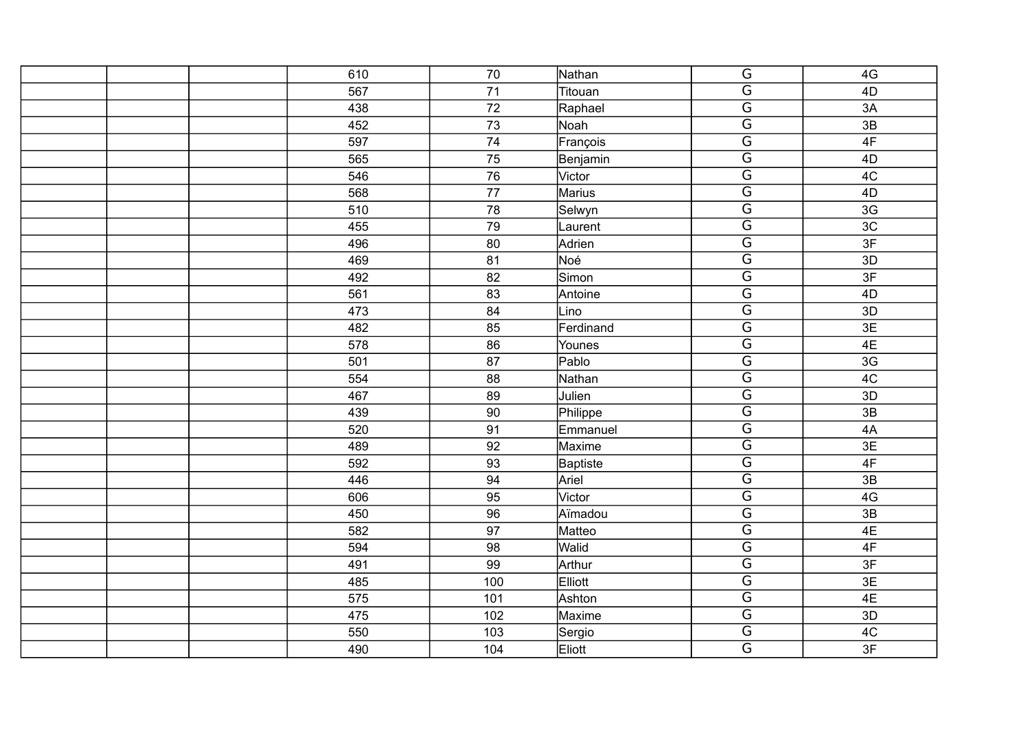| | | | | | | | |
|---|---|---|---|---|---|---|---|
| | | | 610 | 70 | Nathan | G | 4G |
| | | | 567 | 71 | Titouan | G | 4D |
| | | | 438 | 72 | Raphael | G | 3A |
| | | | 452 | 73 | Noah | G | 3B |
| | | | 597 | 74 | François | G | 4F |
| | | | 565 | 75 | Benjamin | G | 4D |
| | | | 546 | 76 | Victor | G | 4C |
| | | | 568 | 77 | Marius | G | 4D |
| | | | 510 | 78 | Selwyn | G | 3G |
| | | | 455 | 79 | Laurent | G | 3C |
| | | | 496 | 80 | Adrien | G | 3F |
| | | | 469 | 81 | Noé | G | 3D |
| | | | 492 | 82 | Simon | G | 3F |
| | | | 561 | 83 | Antoine | G | 4D |
| | | | 473 | 84 | Lino | G | 3D |
| | | | 482 | 85 | Ferdinand | G | 3E |
| | | | 578 | 86 | Younes | G | 4E |
| | | | 501 | 87 | Pablo | G | 3G |
| | | | 554 | 88 | Nathan | G | 4C |
| | | | 467 | 89 | Julien | G | 3D |
| | | | 439 | 90 | Philippe | G | 3B |
| | | | 520 | 91 | Emmanuel | G | 4A |
| | | | 489 | 92 | Maxime | G | 3E |
| | | | 592 | 93 | Baptiste | G | 4F |
| | | | 446 | 94 | Ariel | G | 3B |
| | | | 606 | 95 | Victor | G | 4G |
| | | | 450 | 96 | Aïmadou | G | 3B |
| | | | 582 | 97 | Matteo | G | 4E |
| | | | 594 | 98 | Walid | G | 4F |
| | | | 491 | 99 | Arthur | G | 3F |
| | | | 485 | 100 | Elliott | G | 3E |
| | | | 575 | 101 | Ashton | G | 4E |
| | | | 475 | 102 | Maxime | G | 3D |
| | | | 550 | 103 | Sergio | G | 4C |
| | | | 490 | 104 | Eliott | G | 3F |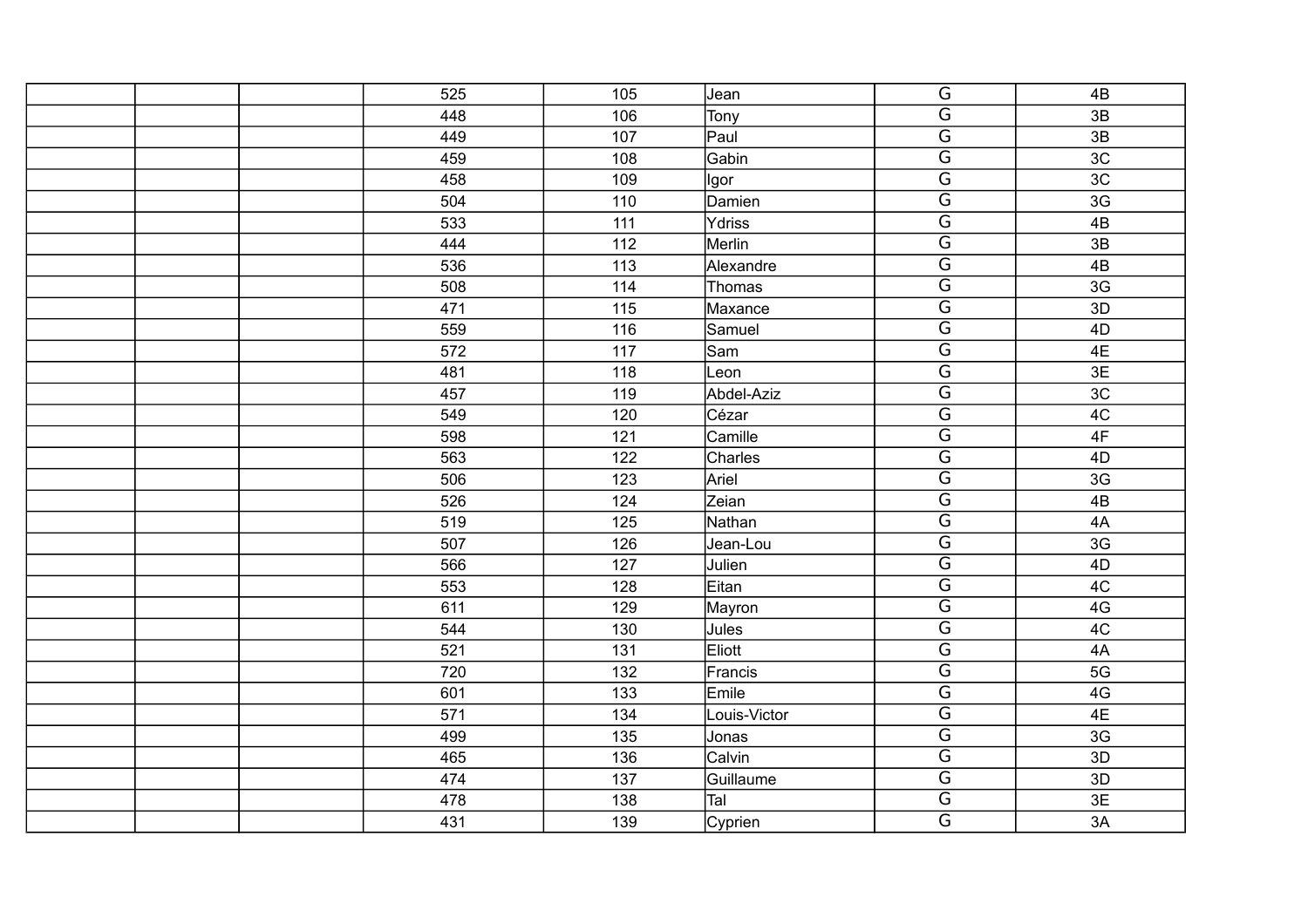| | | | | | | | |
|---|---|---|---|---|---|---|---|
| | | | 525 | 105 | Jean | G | 4B |
| | | | 448 | 106 | Tony | G | 3B |
| | | | 449 | 107 | Paul | G | 3B |
| | | | 459 | 108 | Gabin | G | 3C |
| | | | 458 | 109 | Igor | G | 3C |
| | | | 504 | 110 | Damien | G | 3G |
| | | | 533 | 111 | Ydriss | G | 4B |
| | | | 444 | 112 | Merlin | G | 3B |
| | | | 536 | 113 | Alexandre | G | 4B |
| | | | 508 | 114 | Thomas | G | 3G |
| | | | 471 | 115 | Maxance | G | 3D |
| | | | 559 | 116 | Samuel | G | 4D |
| | | | 572 | 117 | Sam | G | 4E |
| | | | 481 | 118 | Leon | G | 3E |
| | | | 457 | 119 | Abdel-Aziz | G | 3C |
| | | | 549 | 120 | Cézar | G | 4C |
| | | | 598 | 121 | Camille | G | 4F |
| | | | 563 | 122 | Charles | G | 4D |
| | | | 506 | 123 | Ariel | G | 3G |
| | | | 526 | 124 | Zeian | G | 4B |
| | | | 519 | 125 | Nathan | G | 4A |
| | | | 507 | 126 | Jean-Lou | G | 3G |
| | | | 566 | 127 | Julien | G | 4D |
| | | | 553 | 128 | Eitan | G | 4C |
| | | | 611 | 129 | Mayron | G | 4G |
| | | | 544 | 130 | Jules | G | 4C |
| | | | 521 | 131 | Eliott | G | 4A |
| | | | 720 | 132 | Francis | G | 5G |
| | | | 601 | 133 | Emile | G | 4G |
| | | | 571 | 134 | Louis-Victor | G | 4E |
| | | | 499 | 135 | Jonas | G | 3G |
| | | | 465 | 136 | Calvin | G | 3D |
| | | | 474 | 137 | Guillaume | G | 3D |
| | | | 478 | 138 | Tal | G | 3E |
| | | | 431 | 139 | Cyprien | G | 3A |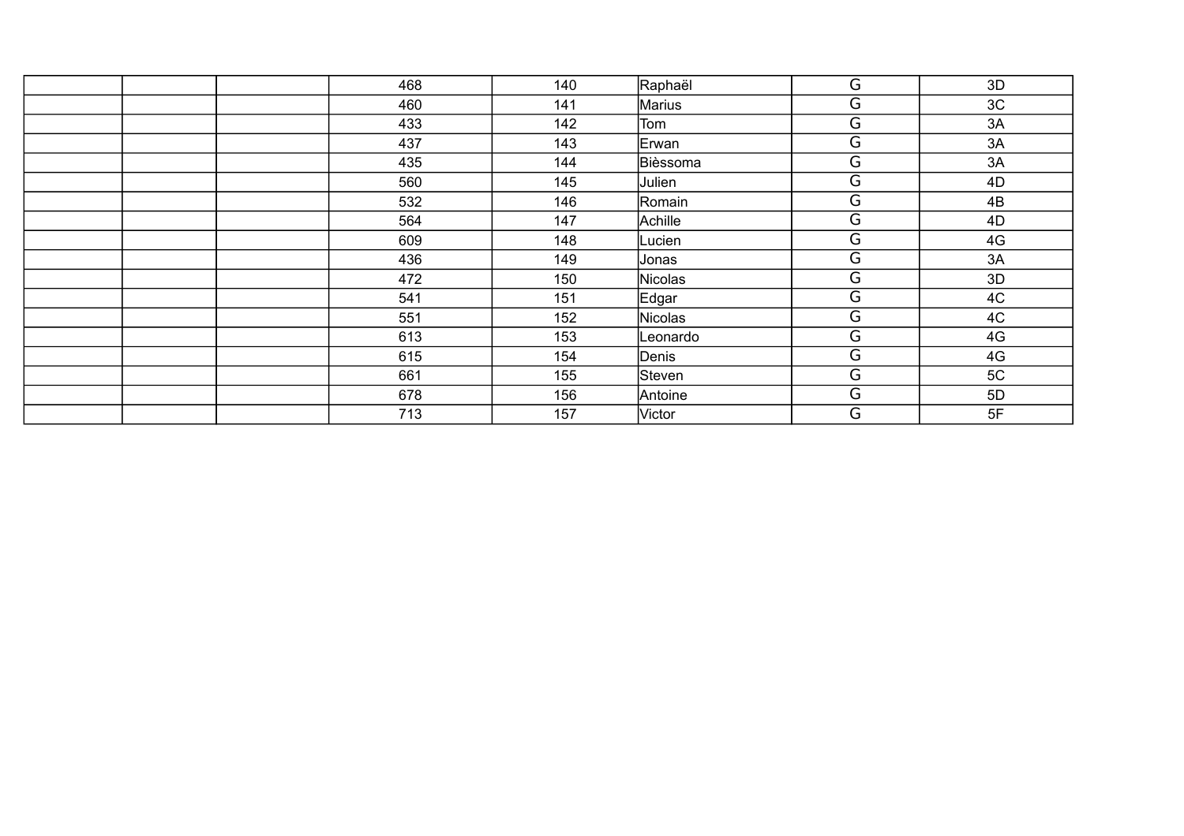| | | | | | | | |
|---|---|---|---|---|---|---|---|
| | | | 468 | 140 | Raphaël | G | 3D |
| | | | 460 | 141 | Marius | G | 3C |
| | | | 433 | 142 | Tom | G | 3A |
| | | | 437 | 143 | Erwan | G | 3A |
| | | | 435 | 144 | Bièssoma | G | 3A |
| | | | 560 | 145 | Julien | G | 4D |
| | | | 532 | 146 | Romain | G | 4B |
| | | | 564 | 147 | Achille | G | 4D |
| | | | 609 | 148 | Lucien | G | 4G |
| | | | 436 | 149 | Jonas | G | 3A |
| | | | 472 | 150 | Nicolas | G | 3D |
| | | | 541 | 151 | Edgar | G | 4C |
| | | | 551 | 152 | Nicolas | G | 4C |
| | | | 613 | 153 | Leonardo | G | 4G |
| | | | 615 | 154 | Denis | G | 4G |
| | | | 661 | 155 | Steven | G | 5C |
| | | | 678 | 156 | Antoine | G | 5D |
| | | | 713 | 157 | Victor | G | 5F |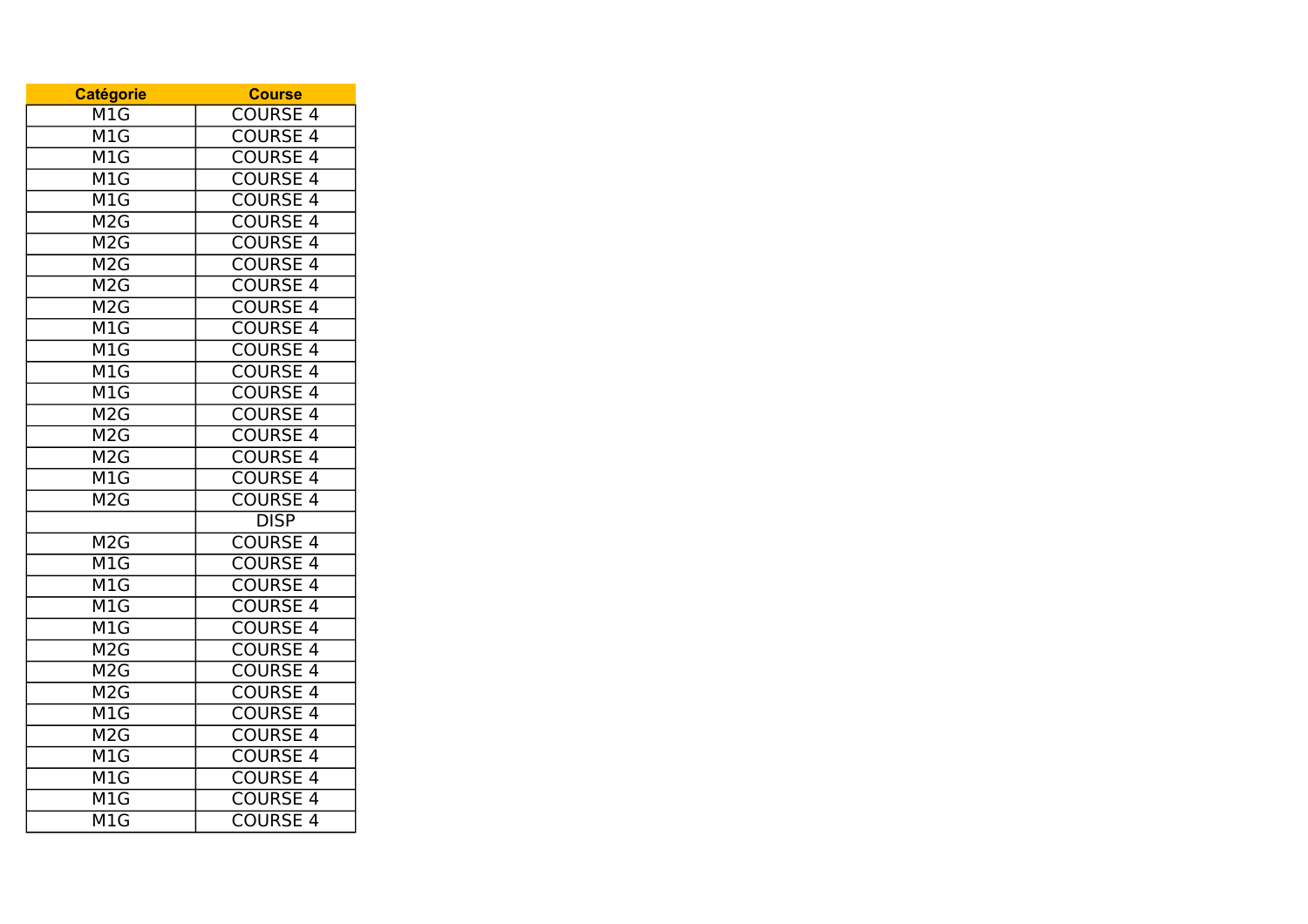| Catégorie | Course |
|---|---|
| M1G | COURSE 4 |
| M1G | COURSE 4 |
| M1G | COURSE 4 |
| M1G | COURSE 4 |
| M1G | COURSE 4 |
| M2G | COURSE 4 |
| M2G | COURSE 4 |
| M2G | COURSE 4 |
| M2G | COURSE 4 |
| M2G | COURSE 4 |
| M1G | COURSE 4 |
| M1G | COURSE 4 |
| M1G | COURSE 4 |
| M1G | COURSE 4 |
| M2G | COURSE 4 |
| M2G | COURSE 4 |
| M2G | COURSE 4 |
| M1G | COURSE 4 |
| M2G | COURSE 4 |
| | DISP |
| M2G | COURSE 4 |
| M1G | COURSE 4 |
| M1G | COURSE 4 |
| M1G | COURSE 4 |
| M1G | COURSE 4 |
| M2G | COURSE 4 |
| M2G | COURSE 4 |
| M2G | COURSE 4 |
| M1G | COURSE 4 |
| M2G | COURSE 4 |
| M1G | COURSE 4 |
| M1G | COURSE 4 |
| M1G | COURSE 4 |
| M1G | COURSE 4 |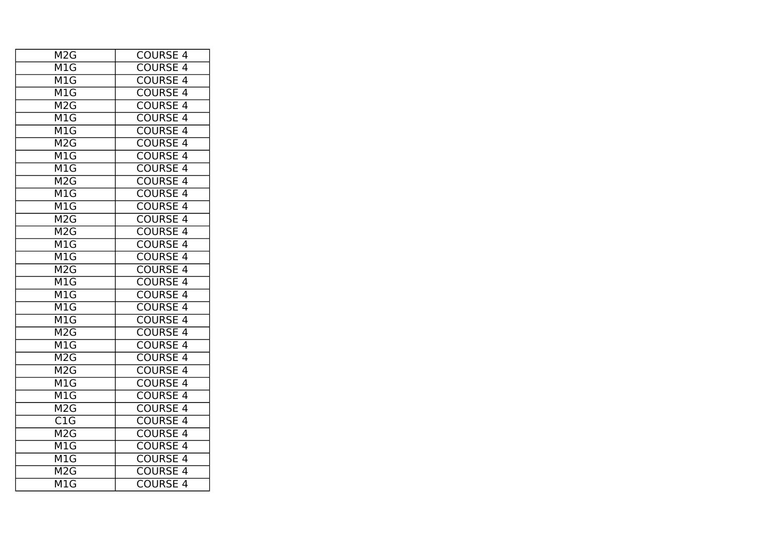| M2G | COURSE 4 |
|---|---|
| M1G | COURSE 4 |
| M1G | COURSE 4 |
| M1G | COURSE 4 |
| M2G | COURSE 4 |
| M1G | COURSE 4 |
| M1G | COURSE 4 |
| M2G | COURSE 4 |
| M1G | COURSE 4 |
| M1G | COURSE 4 |
| M2G | COURSE 4 |
| M1G | COURSE 4 |
| M1G | COURSE 4 |
| M2G | COURSE 4 |
| M2G | COURSE 4 |
| M1G | COURSE 4 |
| M1G | COURSE 4 |
| M2G | COURSE 4 |
| M1G | COURSE 4 |
| M1G | COURSE 4 |
| M1G | COURSE 4 |
| M1G | COURSE 4 |
| M2G | COURSE 4 |
| M1G | COURSE 4 |
| M2G | COURSE 4 |
| M2G | COURSE 4 |
| M1G | COURSE 4 |
| M1G | COURSE 4 |
| M2G | COURSE 4 |
| C1G | COURSE 4 |
| M2G | COURSE 4 |
| M1G | COURSE 4 |
| M1G | COURSE 4 |
| M2G | COURSE 4 |
| M1G | COURSE 4 |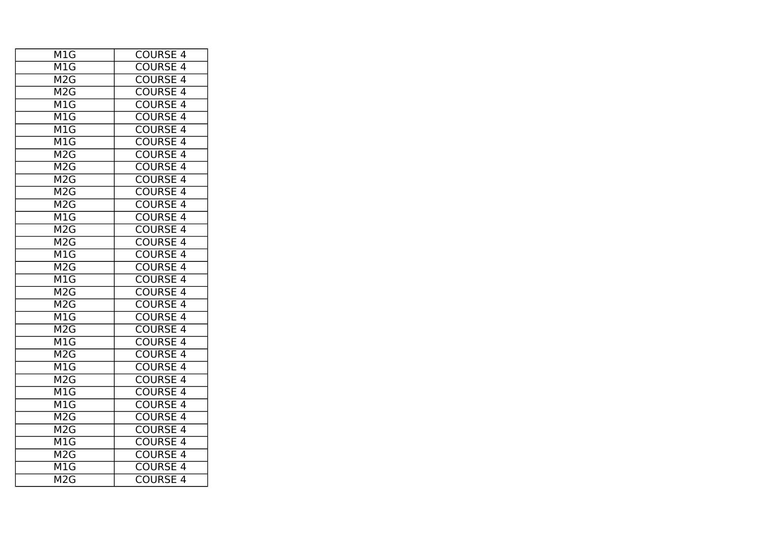| | |
|---|---|
| M1G | COURSE 4 |
| M1G | COURSE 4 |
| M2G | COURSE 4 |
| M2G | COURSE 4 |
| M1G | COURSE 4 |
| M1G | COURSE 4 |
| M1G | COURSE 4 |
| M1G | COURSE 4 |
| M2G | COURSE 4 |
| M2G | COURSE 4 |
| M2G | COURSE 4 |
| M2G | COURSE 4 |
| M2G | COURSE 4 |
| M1G | COURSE 4 |
| M2G | COURSE 4 |
| M2G | COURSE 4 |
| M1G | COURSE 4 |
| M2G | COURSE 4 |
| M1G | COURSE 4 |
| M2G | COURSE 4 |
| M2G | COURSE 4 |
| M1G | COURSE 4 |
| M2G | COURSE 4 |
| M1G | COURSE 4 |
| M2G | COURSE 4 |
| M1G | COURSE 4 |
| M2G | COURSE 4 |
| M1G | COURSE 4 |
| M1G | COURSE 4 |
| M2G | COURSE 4 |
| M2G | COURSE 4 |
| M1G | COURSE 4 |
| M2G | COURSE 4 |
| M1G | COURSE 4 |
| M2G | COURSE 4 |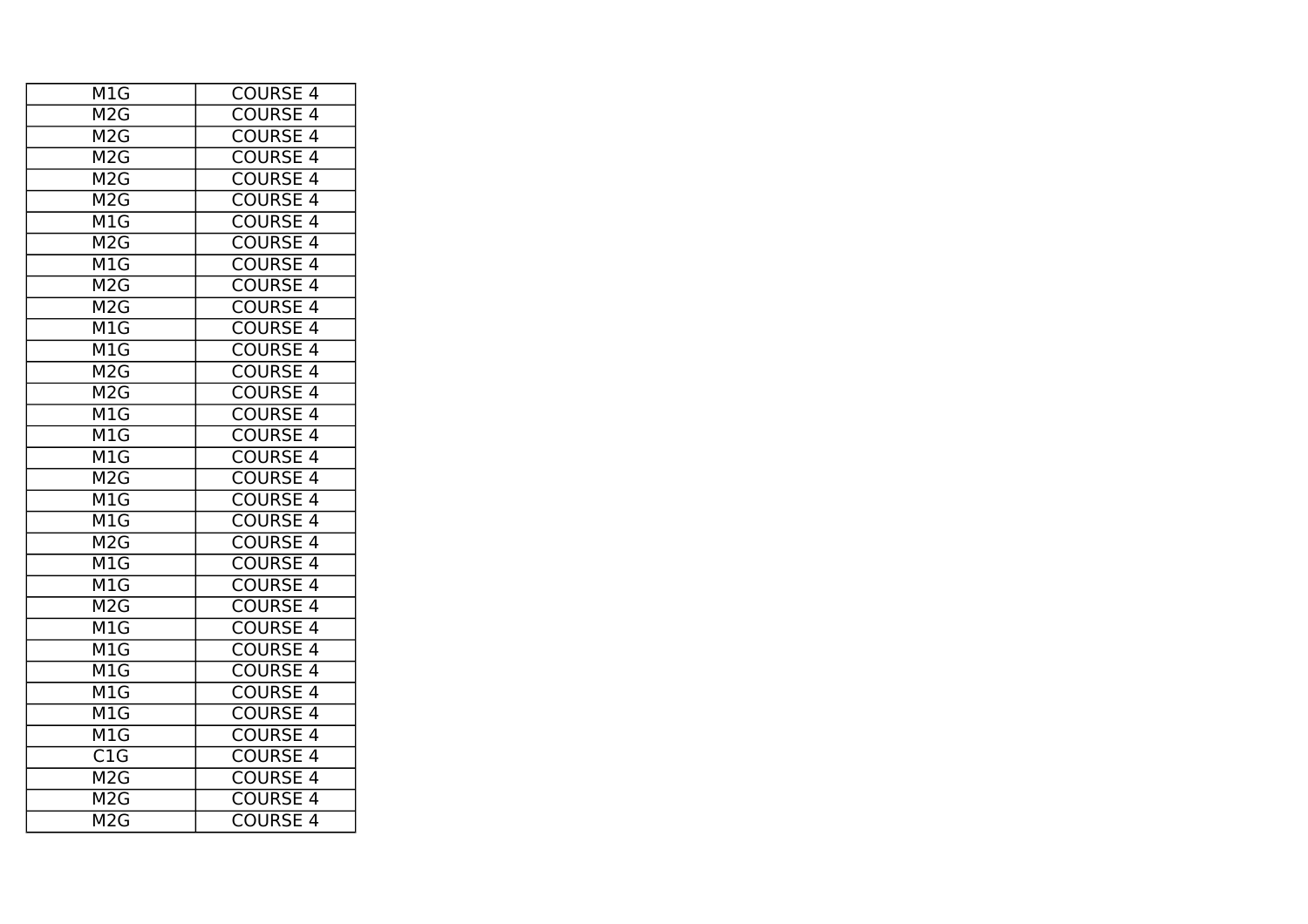| M1G | COURSE 4 |
| --- | --- |
| M2G | COURSE 4 |
| M2G | COURSE 4 |
| M2G | COURSE 4 |
| M2G | COURSE 4 |
| M2G | COURSE 4 |
| M1G | COURSE 4 |
| M2G | COURSE 4 |
| M1G | COURSE 4 |
| M2G | COURSE 4 |
| M2G | COURSE 4 |
| M1G | COURSE 4 |
| M1G | COURSE 4 |
| M2G | COURSE 4 |
| M2G | COURSE 4 |
| M1G | COURSE 4 |
| M1G | COURSE 4 |
| M1G | COURSE 4 |
| M2G | COURSE 4 |
| M1G | COURSE 4 |
| M1G | COURSE 4 |
| M2G | COURSE 4 |
| M1G | COURSE 4 |
| M1G | COURSE 4 |
| M2G | COURSE 4 |
| M1G | COURSE 4 |
| M1G | COURSE 4 |
| M1G | COURSE 4 |
| M1G | COURSE 4 |
| M1G | COURSE 4 |
| M1G | COURSE 4 |
| C1G | COURSE 4 |
| M2G | COURSE 4 |
| M2G | COURSE 4 |
| M2G | COURSE 4 |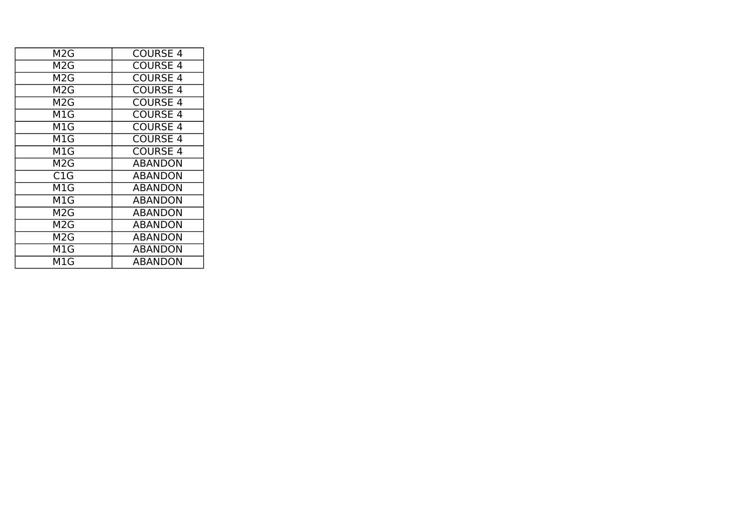| | |
|---|---|
| M2G | COURSE 4 |
| M2G | COURSE 4 |
| M2G | COURSE 4 |
| M2G | COURSE 4 |
| M2G | COURSE 4 |
| M1G | COURSE 4 |
| M1G | COURSE 4 |
| M1G | COURSE 4 |
| M1G | COURSE 4 |
| M2G | ABANDON |
| C1G | ABANDON |
| M1G | ABANDON |
| M1G | ABANDON |
| M2G | ABANDON |
| M2G | ABANDON |
| M2G | ABANDON |
| M1G | ABANDON |
| M1G | ABANDON |